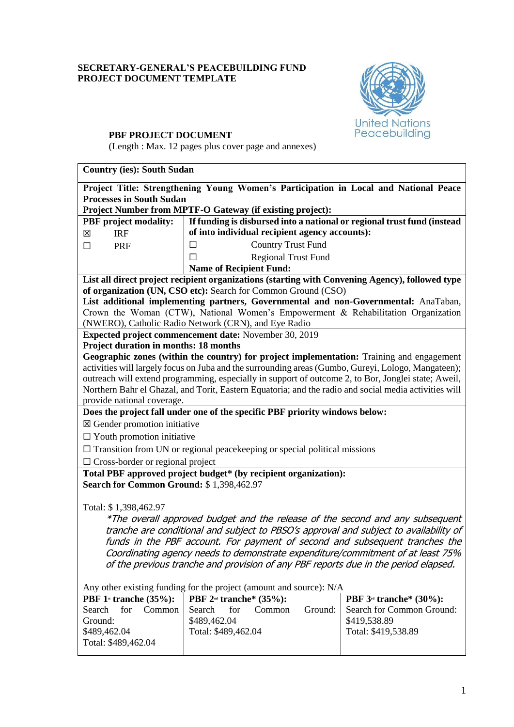**SECRETARY-GENERAL'S PEACEBUILDING FUND**
**PROJECT DOCUMENT TEMPLATE**

United Nations Peacebuilding

## PBF PROJECT DOCUMENT

(Length : Max. 12 pages plus cover page and annexes)

**Country (ies): South Sudan**

**Project Title: Strengthening Young Women's Participation in Local and National Peace Processes in South Sudan**

**Project Number from MPTF-O Gateway (if existing project):**

| **PBF project modality:** | **If funding is disbursed into a national or regional trust fund (instead of into individual recipient agency accounts):** |
|---|---|
| ☒ IRF | ☐ Country Trust Fund |
| ☐ PRF | ☐ Regional Trust Fund |
| | **Name of Recipient Fund:** |

**List all direct project recipient organizations (starting with Convening Agency), followed type of organization (UN, CSO etc):** Search for Common Ground (CSO)

**List additional implementing partners, Governmental and non-Governmental:** AnaTaban, Crown the Woman (CTW), National Women's Empowerment & Rehabilitation Organization (NWERO), Catholic Radio Network (CRN), and Eye Radio

**Expected project commencement date:** November 30, 2019

**Project duration in months: 18 months**

**Geographic zones (within the country) for project implementation:** Training and engagement activities will largely focus on Juba and the surrounding areas (Gumbo, Gureyi, Lologo, Mangateen); outreach will extend programming, especially in support of outcome 2, to Bor, Jonglei state; Aweil, Northern Bahr el Ghazal, and Torit, Eastern Equatoria; and the radio and social media activities will provide national coverage.

**Does the project fall under one of the specific PBF priority windows below:**

☒ Gender promotion initiative

☐ Youth promotion initiative

☐ Transition from UN or regional peacekeeping or special political missions

☐ Cross-border or regional project

**Total PBF approved project budget\* (by recipient organization):**

**Search for Common Ground:** $ 1,398,462.97

Total: $ 1,398,462.97

*\*The overall approved budget and the release of the second and any subsequent tranche are conditional and subject to PBSO's approval and subject to availability of funds in the PBF account. For payment of second and subsequent tranches the Coordinating agency needs to demonstrate expenditure/commitment of at least 75% of the previous tranche and provision of any PBF reports due in the period elapsed.*

Any other existing funding for the project (amount and source): N/A

| **PBF 1st tranche (35%):** | **PBF 2nd tranche\* (35%):** | **PBF 3rd tranche\* (30%):** |
|---|---|---|
| Search for Common Ground: $489,462.04<br>Total: $489,462.04 | Search for Common Ground: $489,462.04<br>Total: $489,462.04 | Search for Common Ground: $419,538.89<br>Total: $419,538.89 |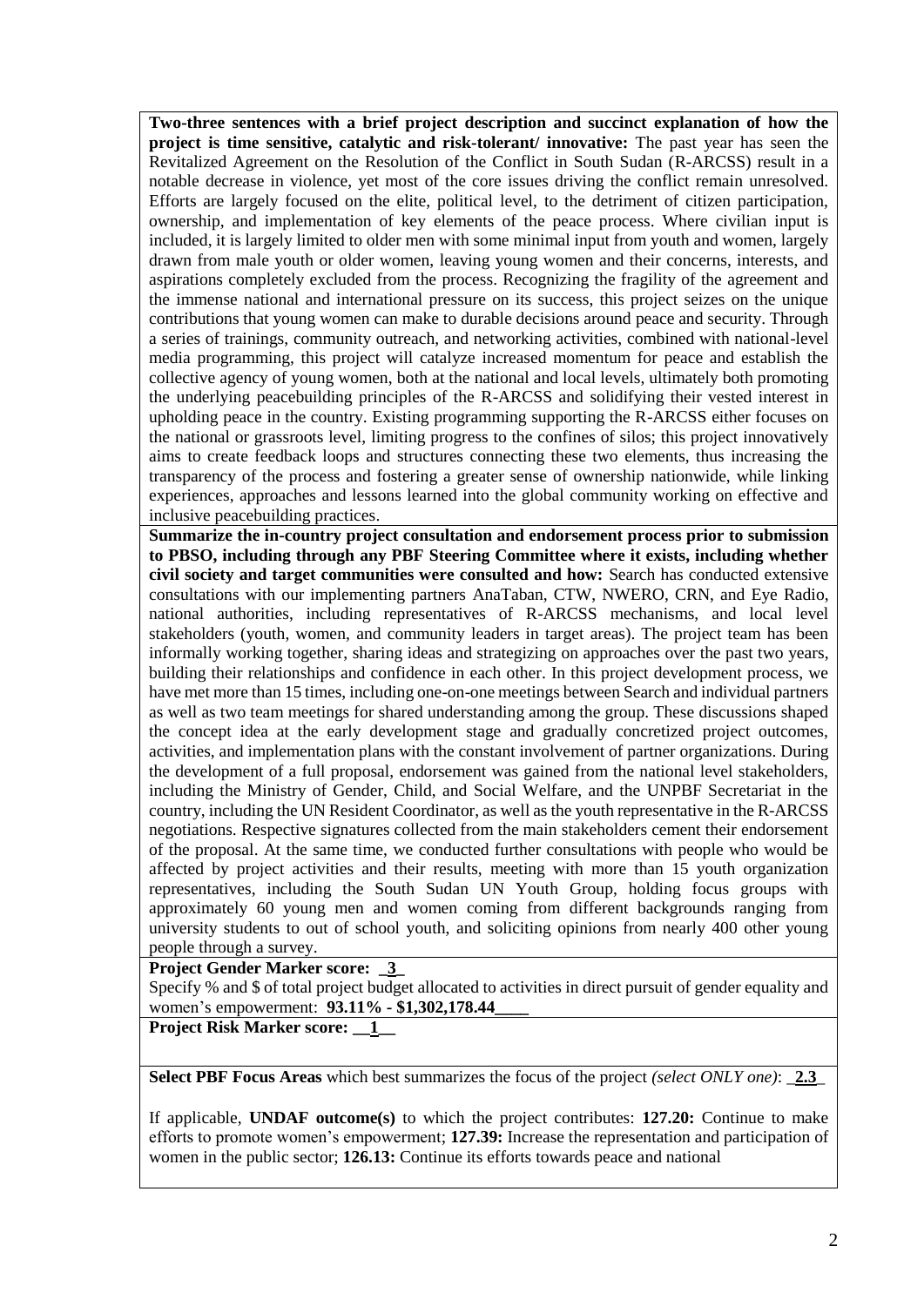**Two-three sentences with a brief project description and succinct explanation of how the project is time sensitive, catalytic and risk-tolerant/ innovative:** The past year has seen the Revitalized Agreement on the Resolution of the Conflict in South Sudan (R-ARCSS) result in a notable decrease in violence, yet most of the core issues driving the conflict remain unresolved. Efforts are largely focused on the elite, political level, to the detriment of citizen participation, ownership, and implementation of key elements of the peace process. Where civilian input is included, it is largely limited to older men with some minimal input from youth and women, largely drawn from male youth or older women, leaving young women and their concerns, interests, and aspirations completely excluded from the process. Recognizing the fragility of the agreement and the immense national and international pressure on its success, this project seizes on the unique contributions that young women can make to durable decisions around peace and security. Through a series of trainings, community outreach, and networking activities, combined with national-level media programming, this project will catalyze increased momentum for peace and establish the collective agency of young women, both at the national and local levels, ultimately both promoting the underlying peacebuilding principles of the R-ARCSS and solidifying their vested interest in upholding peace in the country. Existing programming supporting the R-ARCSS either focuses on the national or grassroots level, limiting progress to the confines of silos; this project innovatively aims to create feedback loops and structures connecting these two elements, thus increasing the transparency of the process and fostering a greater sense of ownership nationwide, while linking experiences, approaches and lessons learned into the global community working on effective and inclusive peacebuilding practices.

**Summarize the in-country project consultation and endorsement process prior to submission to PBSO, including through any PBF Steering Committee where it exists, including whether civil society and target communities were consulted and how:** Search has conducted extensive consultations with our implementing partners AnaTaban, CTW, NWERO, CRN, and Eye Radio, national authorities, including representatives of R-ARCSS mechanisms, and local level stakeholders (youth, women, and community leaders in target areas). The project team has been informally working together, sharing ideas and strategizing on approaches over the past two years, building their relationships and confidence in each other. In this project development process, we have met more than 15 times, including one-on-one meetings between Search and individual partners as well as two team meetings for shared understanding among the group. These discussions shaped the concept idea at the early development stage and gradually concretized project outcomes, activities, and implementation plans with the constant involvement of partner organizations. During the development of a full proposal, endorsement was gained from the national level stakeholders, including the Ministry of Gender, Child, and Social Welfare, and the UNPBF Secretariat in the country, including the UN Resident Coordinator, as well as the youth representative in the R-ARCSS negotiations. Respective signatures collected from the main stakeholders cement their endorsement of the proposal. At the same time, we conducted further consultations with people who would be affected by project activities and their results, meeting with more than 15 youth organization representatives, including the South Sudan UN Youth Group, holding focus groups with approximately 60 young men and women coming from different backgrounds ranging from university students to out of school youth, and soliciting opinions from nearly 400 other young people through a survey.

**Project Gender Marker score:** _**3**_

Specify % and $ of total project budget allocated to activities in direct pursuit of gender equality and women's empowerment: **93.11% - $1,302,178.44____**

**Project Risk Marker score:** __**1**__

**Select PBF Focus Areas** which best summarizes the focus of the project *(select ONLY one)*: _**2.3**_

If applicable, **UNDAF outcome(s)** to which the project contributes: **127.20:** Continue to make efforts to promote women's empowerment; **127.39:** Increase the representation and participation of women in the public sector; **126.13:** Continue its efforts towards peace and national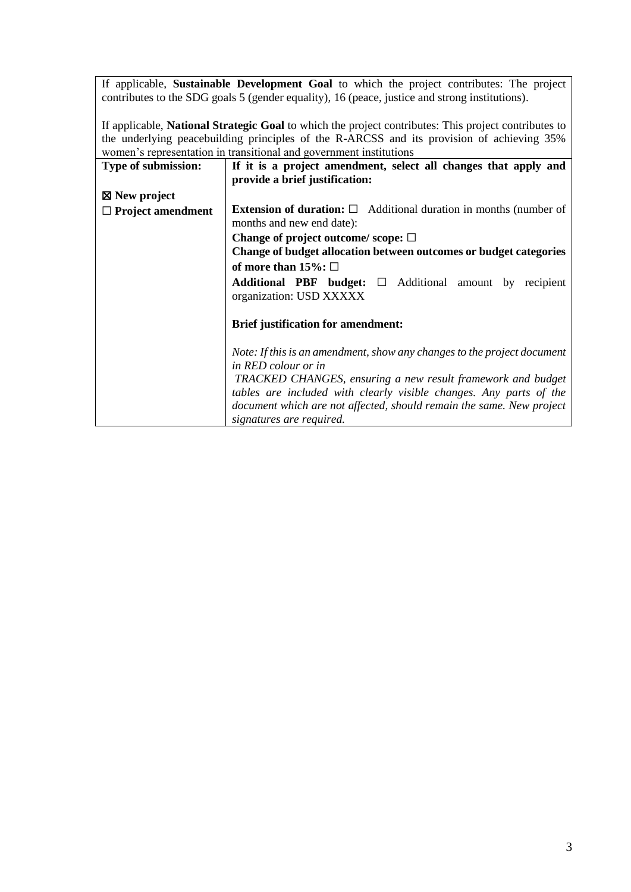If applicable, **Sustainable Development Goal** to which the project contributes: The project contributes to the SDG goals 5 (gender equality), 16 (peace, justice and strong institutions).

If applicable, **National Strategic Goal** to which the project contributes: This project contributes to the underlying peacebuilding principles of the R-ARCSS and its provision of achieving 35% women's representation in transitional and government institutions

| **Type of submission:** | **If it is a project amendment, select all changes that apply and provide a brief justification:** |
|---|---|
| ☒ **New project**<br>☐ **Project amendment** | **Extension of duration:** ☐ Additional duration in months (number of months and new end date):<br>**Change of project outcome/ scope:** ☐<br>**Change of budget allocation between outcomes or budget categories of more than 15%:** ☐<br>**Additional PBF budget:** ☐ Additional amount by recipient organization: USD XXXXX<br><br>**Brief justification for amendment:**<br><br>*Note: If this is an amendment, show any changes to the project document in RED colour or in TRACKED CHANGES, ensuring a new result framework and budget tables are included with clearly visible changes. Any parts of the document which are not affected, should remain the same. New project signatures are required.* |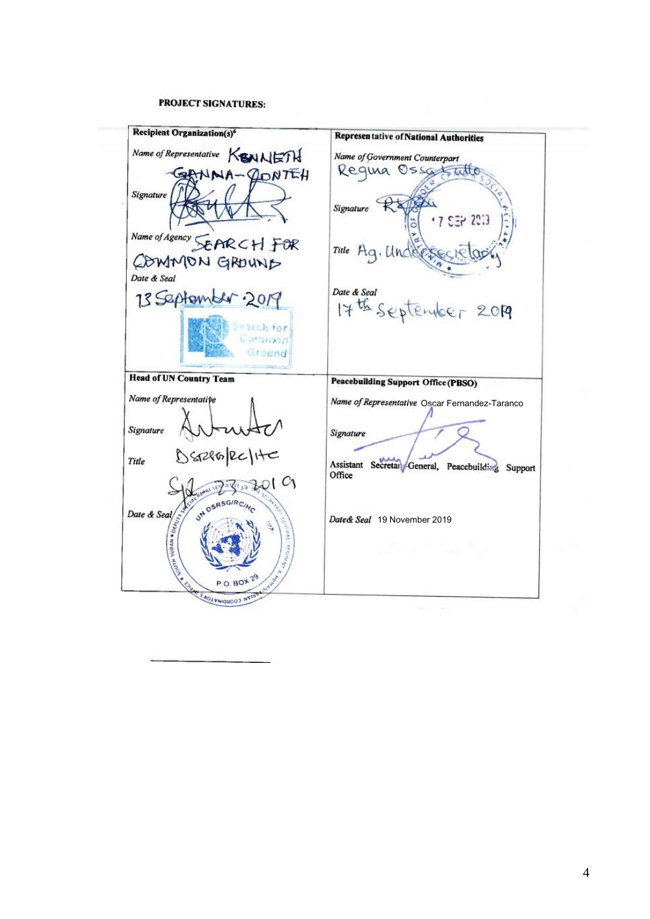**PROJECT SIGNATURES:**

| **Recipient Organization(s)**[6] | **Representative of National Authorities** |
| --- | --- |
| *Name of Representative* KENNETH GANNA-CONTEH | *Name of Government Counterpart* Regina Ossa Lullo |
| *Signature* | *Signature* |
| *Name of Agency* SEARCH FOR COMMON GROUND | *Title* Ag. Undersecretary |
| *Date & Seal* 13 September 2019 | *Date & Seal* 17th September 2019 |
| **Head of UN Country Team** | **Peacebuilding Support Office (PBSO)** |
| *Name of Representative* | *Name of Representative* Oscar Fernandez-Taranco |
| *Signature* | *Signature* |
| *Title* DSRSG/RC/HC | Assistant Secretary-General, Peacebuilding Support Office |
| *Date & Seal* Sep 23 2019 | *Date& Seal* 19 November 2019 |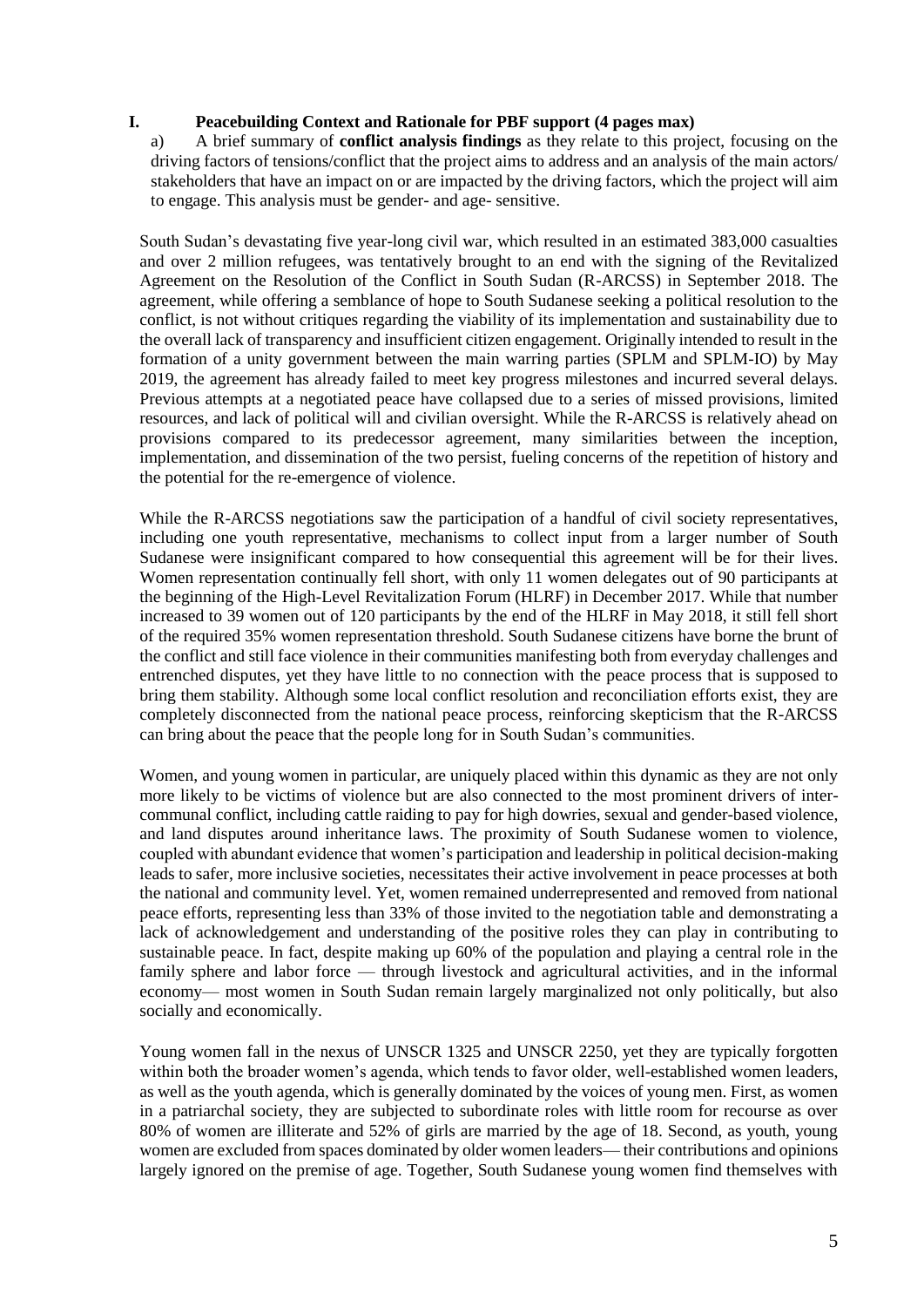## I. Peacebuilding Context and Rationale for PBF support (4 pages max)

a) A brief summary of **conflict analysis findings** as they relate to this project, focusing on the driving factors of tensions/conflict that the project aims to address and an analysis of the main actors/ stakeholders that have an impact on or are impacted by the driving factors, which the project will aim to engage. This analysis must be gender- and age- sensitive.

South Sudan's devastating five year-long civil war, which resulted in an estimated 383,000 casualties and over 2 million refugees, was tentatively brought to an end with the signing of the Revitalized Agreement on the Resolution of the Conflict in South Sudan (R-ARCSS) in September 2018. The agreement, while offering a semblance of hope to South Sudanese seeking a political resolution to the conflict, is not without critiques regarding the viability of its implementation and sustainability due to the overall lack of transparency and insufficient citizen engagement. Originally intended to result in the formation of a unity government between the main warring parties (SPLM and SPLM-IO) by May 2019, the agreement has already failed to meet key progress milestones and incurred several delays. Previous attempts at a negotiated peace have collapsed due to a series of missed provisions, limited resources, and lack of political will and civilian oversight. While the R-ARCSS is relatively ahead on provisions compared to its predecessor agreement, many similarities between the inception, implementation, and dissemination of the two persist, fueling concerns of the repetition of history and the potential for the re-emergence of violence.

While the R-ARCSS negotiations saw the participation of a handful of civil society representatives, including one youth representative, mechanisms to collect input from a larger number of South Sudanese were insignificant compared to how consequential this agreement will be for their lives. Women representation continually fell short, with only 11 women delegates out of 90 participants at the beginning of the High-Level Revitalization Forum (HLRF) in December 2017. While that number increased to 39 women out of 120 participants by the end of the HLRF in May 2018, it still fell short of the required 35% women representation threshold. South Sudanese citizens have borne the brunt of the conflict and still face violence in their communities manifesting both from everyday challenges and entrenched disputes, yet they have little to no connection with the peace process that is supposed to bring them stability. Although some local conflict resolution and reconciliation efforts exist, they are completely disconnected from the national peace process, reinforcing skepticism that the R-ARCSS can bring about the peace that the people long for in South Sudan's communities.

Women, and young women in particular, are uniquely placed within this dynamic as they are not only more likely to be victims of violence but are also connected to the most prominent drivers of inter-communal conflict, including cattle raiding to pay for high dowries, sexual and gender-based violence, and land disputes around inheritance laws. The proximity of South Sudanese women to violence, coupled with abundant evidence that women's participation and leadership in political decision-making leads to safer, more inclusive societies, necessitates their active involvement in peace processes at both the national and community level. Yet, women remained underrepresented and removed from national peace efforts, representing less than 33% of those invited to the negotiation table and demonstrating a lack of acknowledgement and understanding of the positive roles they can play in contributing to sustainable peace. In fact, despite making up 60% of the population and playing a central role in the family sphere and labor force — through livestock and agricultural activities, and in the informal economy— most women in South Sudan remain largely marginalized not only politically, but also socially and economically.

Young women fall in the nexus of UNSCR 1325 and UNSCR 2250, yet they are typically forgotten within both the broader women's agenda, which tends to favor older, well-established women leaders, as well as the youth agenda, which is generally dominated by the voices of young men. First, as women in a patriarchal society, they are subjected to subordinate roles with little room for recourse as over 80% of women are illiterate and 52% of girls are married by the age of 18. Second, as youth, young women are excluded from spaces dominated by older women leaders— their contributions and opinions largely ignored on the premise of age. Together, South Sudanese young women find themselves with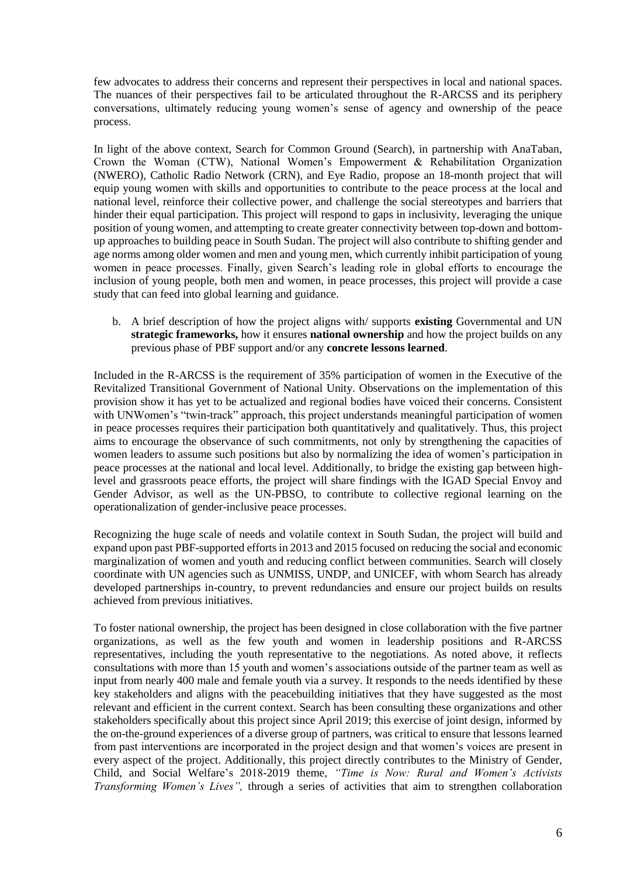few advocates to address their concerns and represent their perspectives in local and national spaces. The nuances of their perspectives fail to be articulated throughout the R-ARCSS and its periphery conversations, ultimately reducing young women's sense of agency and ownership of the peace process.

In light of the above context, Search for Common Ground (Search), in partnership with AnaTaban, Crown the Woman (CTW), National Women's Empowerment & Rehabilitation Organization (NWERO), Catholic Radio Network (CRN), and Eye Radio, propose an 18-month project that will equip young women with skills and opportunities to contribute to the peace process at the local and national level, reinforce their collective power, and challenge the social stereotypes and barriers that hinder their equal participation. This project will respond to gaps in inclusivity, leveraging the unique position of young women, and attempting to create greater connectivity between top-down and bottom-up approaches to building peace in South Sudan. The project will also contribute to shifting gender and age norms among older women and men and young men, which currently inhibit participation of young women in peace processes. Finally, given Search's leading role in global efforts to encourage the inclusion of young people, both men and women, in peace processes, this project will provide a case study that can feed into global learning and guidance.

b. A brief description of how the project aligns with/ supports **existing** Governmental and UN **strategic frameworks,** how it ensures **national ownership** and how the project builds on any previous phase of PBF support and/or any **concrete lessons learned**.

Included in the R-ARCSS is the requirement of 35% participation of women in the Executive of the Revitalized Transitional Government of National Unity. Observations on the implementation of this provision show it has yet to be actualized and regional bodies have voiced their concerns. Consistent with UNWomen's "twin-track" approach, this project understands meaningful participation of women in peace processes requires their participation both quantitatively and qualitatively. Thus, this project aims to encourage the observance of such commitments, not only by strengthening the capacities of women leaders to assume such positions but also by normalizing the idea of women's participation in peace processes at the national and local level. Additionally, to bridge the existing gap between high-level and grassroots peace efforts, the project will share findings with the IGAD Special Envoy and Gender Advisor, as well as the UN-PBSO, to contribute to collective regional learning on the operationalization of gender-inclusive peace processes.

Recognizing the huge scale of needs and volatile context in South Sudan, the project will build and expand upon past PBF-supported efforts in 2013 and 2015 focused on reducing the social and economic marginalization of women and youth and reducing conflict between communities. Search will closely coordinate with UN agencies such as UNMISS, UNDP, and UNICEF, with whom Search has already developed partnerships in-country, to prevent redundancies and ensure our project builds on results achieved from previous initiatives.

To foster national ownership, the project has been designed in close collaboration with the five partner organizations, as well as the few youth and women in leadership positions and R-ARCSS representatives, including the youth representative to the negotiations. As noted above, it reflects consultations with more than 15 youth and women's associations outside of the partner team as well as input from nearly 400 male and female youth via a survey. It responds to the needs identified by these key stakeholders and aligns with the peacebuilding initiatives that they have suggested as the most relevant and efficient in the current context. Search has been consulting these organizations and other stakeholders specifically about this project since April 2019; this exercise of joint design, informed by the on-the-ground experiences of a diverse group of partners, was critical to ensure that lessons learned from past interventions are incorporated in the project design and that women's voices are present in every aspect of the project. Additionally, this project directly contributes to the Ministry of Gender, Child, and Social Welfare's 2018-2019 theme, *"Time is Now: Rural and Women's Activists Transforming Women's Lives",* through a series of activities that aim to strengthen collaboration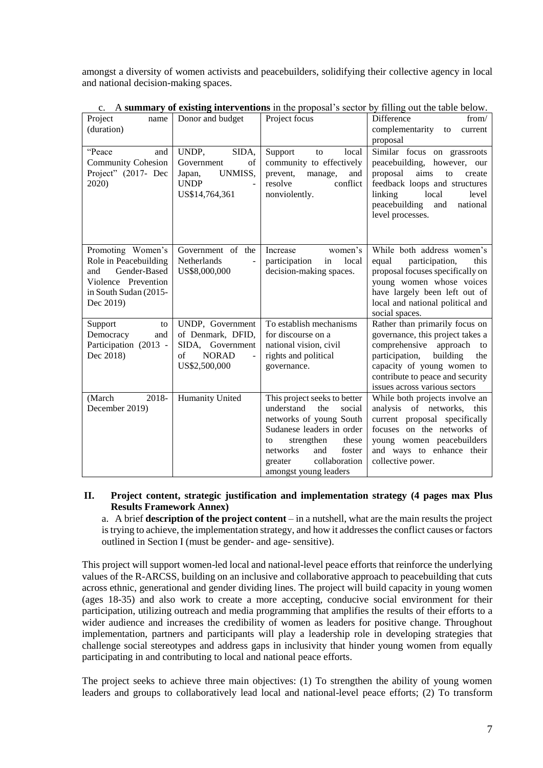amongst a diversity of women activists and peacebuilders, solidifying their collective agency in local and national decision-making spaces.

c. A **summary of existing interventions** in the proposal's sector by filling out the table below.

| Project name (duration) | Donor and budget | Project focus | Difference from/ complementarity to current proposal |
|---|---|---|---|
| "Peace and Community Cohesion Project" (2017- Dec 2020) | UNDP, SIDA, Government of Japan, UNMISS, UNDP - US$14,764,361 | Support to local community to effectively prevent, manage, and resolve conflict nonviolently. | Similar focus on grassroots peacebuilding, however, our proposal aims to create feedback loops and structures linking local level peacebuilding and national level processes. |
| Promoting Women's Role in Peacebuilding and Gender-Based Violence Prevention in South Sudan (2015- Dec 2019) | Government of the Netherlands - US$8,000,000 | Increase women's participation in local decision-making spaces. | While both address women's equal participation, this proposal focuses specifically on young women whose voices have largely been left out of local and national political and social spaces. |
| Support to Democracy and Participation (2013 - Dec 2018) | UNDP, Government of Denmark, DFID, SIDA, Government of NORAD - US$2,500,000 | To establish mechanisms for discourse on a national vision, civil rights and political governance. | Rather than primarily focus on governance, this project takes a comprehensive approach to participation, building the capacity of young women to contribute to peace and security issues across various sectors |
| (March 2018- December 2019) | Humanity United | This project seeks to better understand the social networks of young South Sudanese leaders in order to strengthen these networks and foster greater collaboration amongst young leaders | While both projects involve an analysis of networks, this current proposal specifically focuses on the networks of young women peacebuilders and ways to enhance their collective power. |

## II. Project content, strategic justification and implementation strategy (4 pages max Plus Results Framework Annex)

a. A brief **description of the project content** – in a nutshell, what are the main results the project is trying to achieve, the implementation strategy, and how it addresses the conflict causes or factors outlined in Section I (must be gender- and age- sensitive).

This project will support women-led local and national-level peace efforts that reinforce the underlying values of the R-ARCSS, building on an inclusive and collaborative approach to peacebuilding that cuts across ethnic, generational and gender dividing lines. The project will build capacity in young women (ages 18-35) and also work to create a more accepting, conducive social environment for their participation, utilizing outreach and media programming that amplifies the results of their efforts to a wider audience and increases the credibility of women as leaders for positive change. Throughout implementation, partners and participants will play a leadership role in developing strategies that challenge social stereotypes and address gaps in inclusivity that hinder young women from equally participating in and contributing to local and national peace efforts.

The project seeks to achieve three main objectives: (1) To strengthen the ability of young women leaders and groups to collaboratively lead local and national-level peace efforts; (2) To transform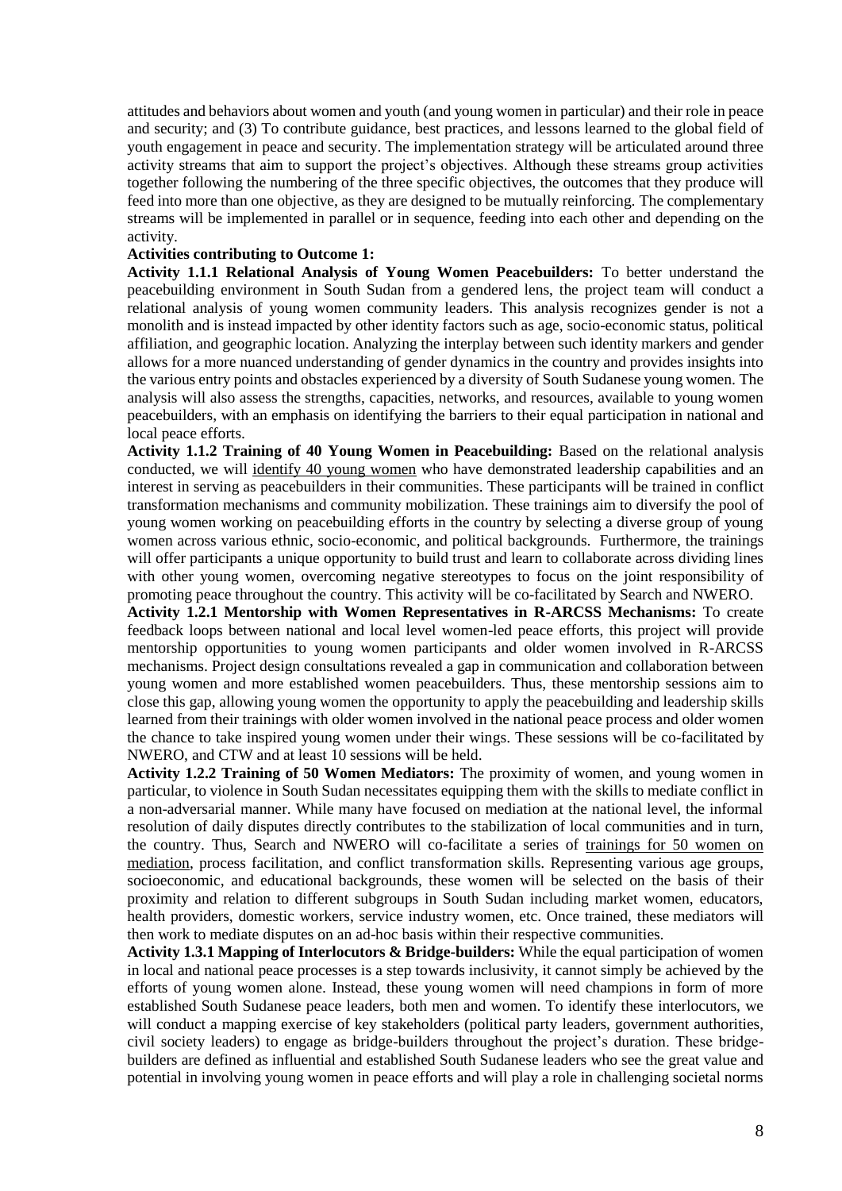attitudes and behaviors about women and youth (and young women in particular) and their role in peace and security; and (3) To contribute guidance, best practices, and lessons learned to the global field of youth engagement in peace and security. The implementation strategy will be articulated around three activity streams that aim to support the project's objectives. Although these streams group activities together following the numbering of the three specific objectives, the outcomes that they produce will feed into more than one objective, as they are designed to be mutually reinforcing. The complementary streams will be implemented in parallel or in sequence, feeding into each other and depending on the activity.

**Activities contributing to Outcome 1:**

**Activity 1.1.1 Relational Analysis of Young Women Peacebuilders:** To better understand the peacebuilding environment in South Sudan from a gendered lens, the project team will conduct a relational analysis of young women community leaders. This analysis recognizes gender is not a monolith and is instead impacted by other identity factors such as age, socio-economic status, political affiliation, and geographic location. Analyzing the interplay between such identity markers and gender allows for a more nuanced understanding of gender dynamics in the country and provides insights into the various entry points and obstacles experienced by a diversity of South Sudanese young women. The analysis will also assess the strengths, capacities, networks, and resources, available to young women peacebuilders, with an emphasis on identifying the barriers to their equal participation in national and local peace efforts.

**Activity 1.1.2 Training of 40 Young Women in Peacebuilding:** Based on the relational analysis conducted, we will identify 40 young women who have demonstrated leadership capabilities and an interest in serving as peacebuilders in their communities. These participants will be trained in conflict transformation mechanisms and community mobilization. These trainings aim to diversify the pool of young women working on peacebuilding efforts in the country by selecting a diverse group of young women across various ethnic, socio-economic, and political backgrounds. Furthermore, the trainings will offer participants a unique opportunity to build trust and learn to collaborate across dividing lines with other young women, overcoming negative stereotypes to focus on the joint responsibility of promoting peace throughout the country. This activity will be co-facilitated by Search and NWERO.

**Activity 1.2.1 Mentorship with Women Representatives in R-ARCSS Mechanisms:** To create feedback loops between national and local level women-led peace efforts, this project will provide mentorship opportunities to young women participants and older women involved in R-ARCSS mechanisms. Project design consultations revealed a gap in communication and collaboration between young women and more established women peacebuilders. Thus, these mentorship sessions aim to close this gap, allowing young women the opportunity to apply the peacebuilding and leadership skills learned from their trainings with older women involved in the national peace process and older women the chance to take inspired young women under their wings. These sessions will be co-facilitated by NWERO, and CTW and at least 10 sessions will be held.

**Activity 1.2.2 Training of 50 Women Mediators:** The proximity of women, and young women in particular, to violence in South Sudan necessitates equipping them with the skills to mediate conflict in a non-adversarial manner. While many have focused on mediation at the national level, the informal resolution of daily disputes directly contributes to the stabilization of local communities and in turn, the country. Thus, Search and NWERO will co-facilitate a series of trainings for 50 women on mediation, process facilitation, and conflict transformation skills. Representing various age groups, socioeconomic, and educational backgrounds, these women will be selected on the basis of their proximity and relation to different subgroups in South Sudan including market women, educators, health providers, domestic workers, service industry women, etc. Once trained, these mediators will then work to mediate disputes on an ad-hoc basis within their respective communities.

**Activity 1.3.1 Mapping of Interlocutors & Bridge-builders:** While the equal participation of women in local and national peace processes is a step towards inclusivity, it cannot simply be achieved by the efforts of young women alone. Instead, these young women will need champions in form of more established South Sudanese peace leaders, both men and women. To identify these interlocutors, we will conduct a mapping exercise of key stakeholders (political party leaders, government authorities, civil society leaders) to engage as bridge-builders throughout the project's duration. These bridge-builders are defined as influential and established South Sudanese leaders who see the great value and potential in involving young women in peace efforts and will play a role in challenging societal norms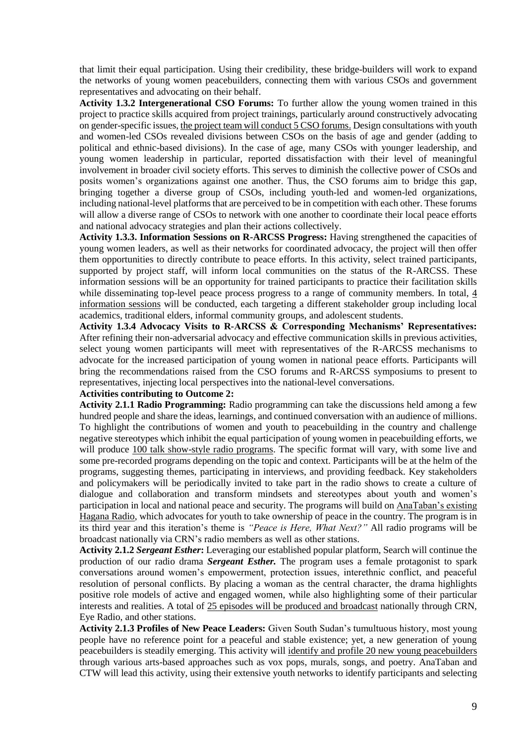that limit their equal participation. Using their credibility, these bridge-builders will work to expand the networks of young women peacebuilders, connecting them with various CSOs and government representatives and advocating on their behalf.

**Activity 1.3.2 Intergenerational CSO Forums:** To further allow the young women trained in this project to practice skills acquired from project trainings, particularly around constructively advocating on gender-specific issues, the project team will conduct 5 CSO forums. Design consultations with youth and women-led CSOs revealed divisions between CSOs on the basis of age and gender (adding to political and ethnic-based divisions). In the case of age, many CSOs with younger leadership, and young women leadership in particular, reported dissatisfaction with their level of meaningful involvement in broader civil society efforts. This serves to diminish the collective power of CSOs and posits women's organizations against one another. Thus, the CSO forums aim to bridge this gap, bringing together a diverse group of CSOs, including youth-led and women-led organizations, including national-level platforms that are perceived to be in competition with each other. These forums will allow a diverse range of CSOs to network with one another to coordinate their local peace efforts and national advocacy strategies and plan their actions collectively.

**Activity 1.3.3. Information Sessions on R-ARCSS Progress:** Having strengthened the capacities of young women leaders, as well as their networks for coordinated advocacy, the project will then offer them opportunities to directly contribute to peace efforts. In this activity, select trained participants, supported by project staff, will inform local communities on the status of the R-ARCSS. These information sessions will be an opportunity for trained participants to practice their facilitation skills while disseminating top-level peace process progress to a range of community members. In total, 4 information sessions will be conducted, each targeting a different stakeholder group including local academics, traditional elders, informal community groups, and adolescent students.

**Activity 1.3.4 Advocacy Visits to R-ARCSS & Corresponding Mechanisms' Representatives:** After refining their non-adversarial advocacy and effective communication skills in previous activities, select young women participants will meet with representatives of the R-ARCSS mechanisms to advocate for the increased participation of young women in national peace efforts. Participants will bring the recommendations raised from the CSO forums and R-ARCSS symposiums to present to representatives, injecting local perspectives into the national-level conversations.

**Activities contributing to Outcome 2:**

**Activity 2.1.1 Radio Programming:** Radio programming can take the discussions held among a few hundred people and share the ideas, learnings, and continued conversation with an audience of millions. To highlight the contributions of women and youth to peacebuilding in the country and challenge negative stereotypes which inhibit the equal participation of young women in peacebuilding efforts, we will produce 100 talk show-style radio programs. The specific format will vary, with some live and some pre-recorded programs depending on the topic and context. Participants will be at the helm of the programs, suggesting themes, participating in interviews, and providing feedback. Key stakeholders and policymakers will be periodically invited to take part in the radio shows to create a culture of dialogue and collaboration and transform mindsets and stereotypes about youth and women's participation in local and national peace and security. The programs will build on AnaTaban's existing Hagana Radio, which advocates for youth to take ownership of peace in the country. The program is in its third year and this iteration's theme is *"Peace is Here, What Next?"* All radio programs will be broadcast nationally via CRN's radio members as well as other stations.

**Activity 2.1.2 *Sergeant Esther*:** Leveraging our established popular platform, Search will continue the production of our radio drama ***Sergeant Esther.*** The program uses a female protagonist to spark conversations around women's empowerment, protection issues, interethnic conflict, and peaceful resolution of personal conflicts. By placing a woman as the central character, the drama highlights positive role models of active and engaged women, while also highlighting some of their particular interests and realities. A total of 25 episodes will be produced and broadcast nationally through CRN, Eye Radio, and other stations.

**Activity 2.1.3 Profiles of New Peace Leaders:** Given South Sudan's tumultuous history, most young people have no reference point for a peaceful and stable existence; yet, a new generation of young peacebuilders is steadily emerging. This activity will identify and profile 20 new young peacebuilders through various arts-based approaches such as vox pops, murals, songs, and poetry. AnaTaban and CTW will lead this activity, using their extensive youth networks to identify participants and selecting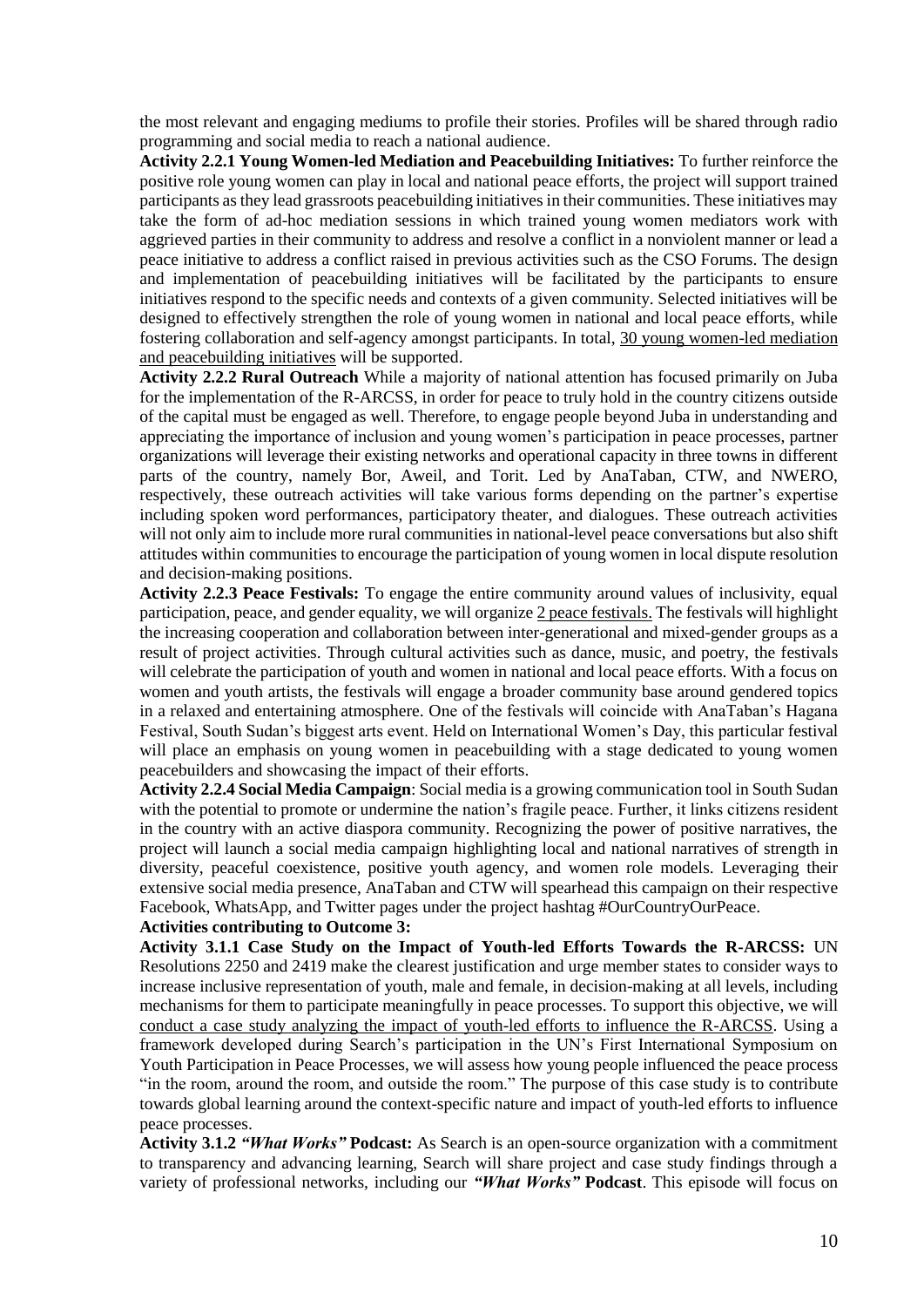the most relevant and engaging mediums to profile their stories. Profiles will be shared through radio programming and social media to reach a national audience.

**Activity 2.2.1 Young Women-led Mediation and Peacebuilding Initiatives:** To further reinforce the positive role young women can play in local and national peace efforts, the project will support trained participants as they lead grassroots peacebuilding initiatives in their communities. These initiatives may take the form of ad-hoc mediation sessions in which trained young women mediators work with aggrieved parties in their community to address and resolve a conflict in a nonviolent manner or lead a peace initiative to address a conflict raised in previous activities such as the CSO Forums. The design and implementation of peacebuilding initiatives will be facilitated by the participants to ensure initiatives respond to the specific needs and contexts of a given community. Selected initiatives will be designed to effectively strengthen the role of young women in national and local peace efforts, while fostering collaboration and self-agency amongst participants. In total, 30 young women-led mediation and peacebuilding initiatives will be supported.

**Activity 2.2.2 Rural Outreach** While a majority of national attention has focused primarily on Juba for the implementation of the R-ARCSS, in order for peace to truly hold in the country citizens outside of the capital must be engaged as well. Therefore, to engage people beyond Juba in understanding and appreciating the importance of inclusion and young women's participation in peace processes, partner organizations will leverage their existing networks and operational capacity in three towns in different parts of the country, namely Bor, Aweil, and Torit. Led by AnaTaban, CTW, and NWERO, respectively, these outreach activities will take various forms depending on the partner's expertise including spoken word performances, participatory theater, and dialogues. These outreach activities will not only aim to include more rural communities in national-level peace conversations but also shift attitudes within communities to encourage the participation of young women in local dispute resolution and decision-making positions.

**Activity 2.2.3 Peace Festivals:** To engage the entire community around values of inclusivity, equal participation, peace, and gender equality, we will organize 2 peace festivals. The festivals will highlight the increasing cooperation and collaboration between inter-generational and mixed-gender groups as a result of project activities. Through cultural activities such as dance, music, and poetry, the festivals will celebrate the participation of youth and women in national and local peace efforts. With a focus on women and youth artists, the festivals will engage a broader community base around gendered topics in a relaxed and entertaining atmosphere. One of the festivals will coincide with AnaTaban's Hagana Festival, South Sudan's biggest arts event. Held on International Women's Day, this particular festival will place an emphasis on young women in peacebuilding with a stage dedicated to young women peacebuilders and showcasing the impact of their efforts.

**Activity 2.2.4 Social Media Campaign**: Social media is a growing communication tool in South Sudan with the potential to promote or undermine the nation's fragile peace. Further, it links citizens resident in the country with an active diaspora community. Recognizing the power of positive narratives, the project will launch a social media campaign highlighting local and national narratives of strength in diversity, peaceful coexistence, positive youth agency, and women role models. Leveraging their extensive social media presence, AnaTaban and CTW will spearhead this campaign on their respective Facebook, WhatsApp, and Twitter pages under the project hashtag #OurCountryOurPeace.

**Activities contributing to Outcome 3:**

**Activity 3.1.1 Case Study on the Impact of Youth-led Efforts Towards the R-ARCSS:** UN Resolutions 2250 and 2419 make the clearest justification and urge member states to consider ways to increase inclusive representation of youth, male and female, in decision-making at all levels, including mechanisms for them to participate meaningfully in peace processes. To support this objective, we will conduct a case study analyzing the impact of youth-led efforts to influence the R-ARCSS. Using a framework developed during Search's participation in the UN's First International Symposium on Youth Participation in Peace Processes, we will assess how young people influenced the peace process "in the room, around the room, and outside the room." The purpose of this case study is to contribute towards global learning around the context-specific nature and impact of youth-led efforts to influence peace processes.

**Activity 3.1.2 *"What Works"* Podcast:** As Search is an open-source organization with a commitment to transparency and advancing learning, Search will share project and case study findings through a variety of professional networks, including our ***"What Works"* Podcast**. This episode will focus on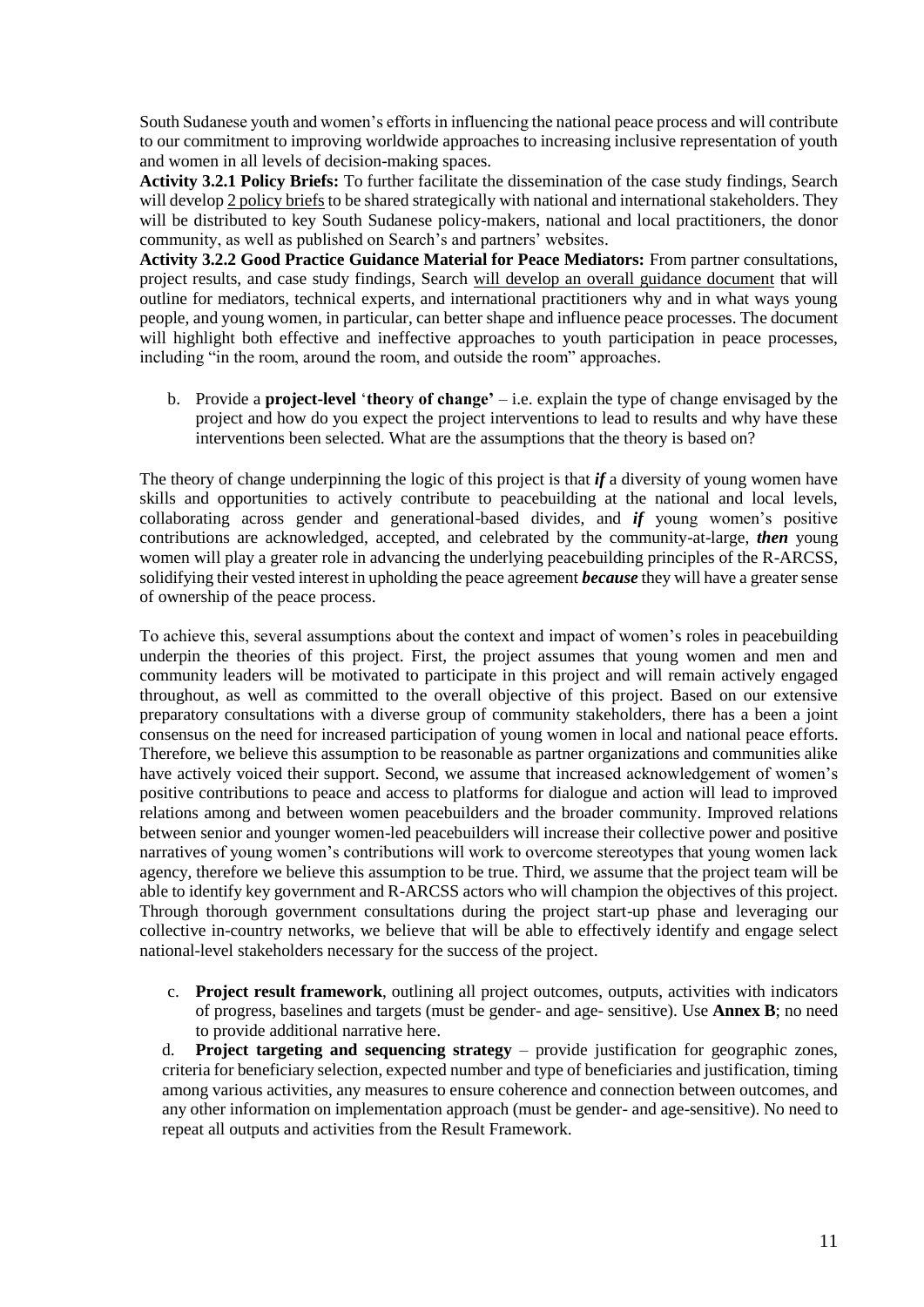South Sudanese youth and women's efforts in influencing the national peace process and will contribute to our commitment to improving worldwide approaches to increasing inclusive representation of youth and women in all levels of decision-making spaces.

**Activity 3.2.1 Policy Briefs:** To further facilitate the dissemination of the case study findings, Search will develop 2 policy briefs to be shared strategically with national and international stakeholders. They will be distributed to key South Sudanese policy-makers, national and local practitioners, the donor community, as well as published on Search's and partners' websites.

**Activity 3.2.2 Good Practice Guidance Material for Peace Mediators:** From partner consultations, project results, and case study findings, Search will develop an overall guidance document that will outline for mediators, technical experts, and international practitioners why and in what ways young people, and young women, in particular, can better shape and influence peace processes. The document will highlight both effective and ineffective approaches to youth participation in peace processes, including "in the room, around the room, and outside the room" approaches.

b. Provide a **project-level** '**theory of change**' – i.e. explain the type of change envisaged by the project and how do you expect the project interventions to lead to results and why have these interventions been selected. What are the assumptions that the theory is based on?

The theory of change underpinning the logic of this project is that ***if*** a diversity of young women have skills and opportunities to actively contribute to peacebuilding at the national and local levels, collaborating across gender and generational-based divides, and ***if*** young women's positive contributions are acknowledged, accepted, and celebrated by the community-at-large, ***then*** young women will play a greater role in advancing the underlying peacebuilding principles of the R-ARCSS, solidifying their vested interest in upholding the peace agreement ***because*** they will have a greater sense of ownership of the peace process.

To achieve this, several assumptions about the context and impact of women's roles in peacebuilding underpin the theories of this project. First, the project assumes that young women and men and community leaders will be motivated to participate in this project and will remain actively engaged throughout, as well as committed to the overall objective of this project. Based on our extensive preparatory consultations with a diverse group of community stakeholders, there has be a joint consensus on the need for increased participation of young women in local and national peace efforts. Therefore, we believe this assumption to be reasonable as partner organizations and communities alike have actively voiced their support. Second, we assume that increased acknowledgement of women's positive contributions to peace and access to platforms for dialogue and action will lead to improved relations among and between women peacebuilders and the broader community. Improved relations between senior and younger women-led peacebuilders will increase their collective power and positive narratives of young women's contributions will work to overcome stereotypes that young women lack agency, therefore we believe this assumption to be true. Third, we assume that the project team will be able to identify key government and R-ARCSS actors who will champion the objectives of this project. Through thorough government consultations during the project start-up phase and leveraging our collective in-country networks, we believe that will be able to effectively identify and engage select national-level stakeholders necessary for the success of the project.

c. **Project result framework**, outlining all project outcomes, outputs, activities with indicators of progress, baselines and targets (must be gender- and age- sensitive). Use **Annex B**; no need to provide additional narrative here.

d. **Project targeting and sequencing strategy** – provide justification for geographic zones, criteria for beneficiary selection, expected number and type of beneficiaries and justification, timing among various activities, any measures to ensure coherence and connection between outcomes, and any other information on implementation approach (must be gender- and age-sensitive). No need to repeat all outputs and activities from the Result Framework.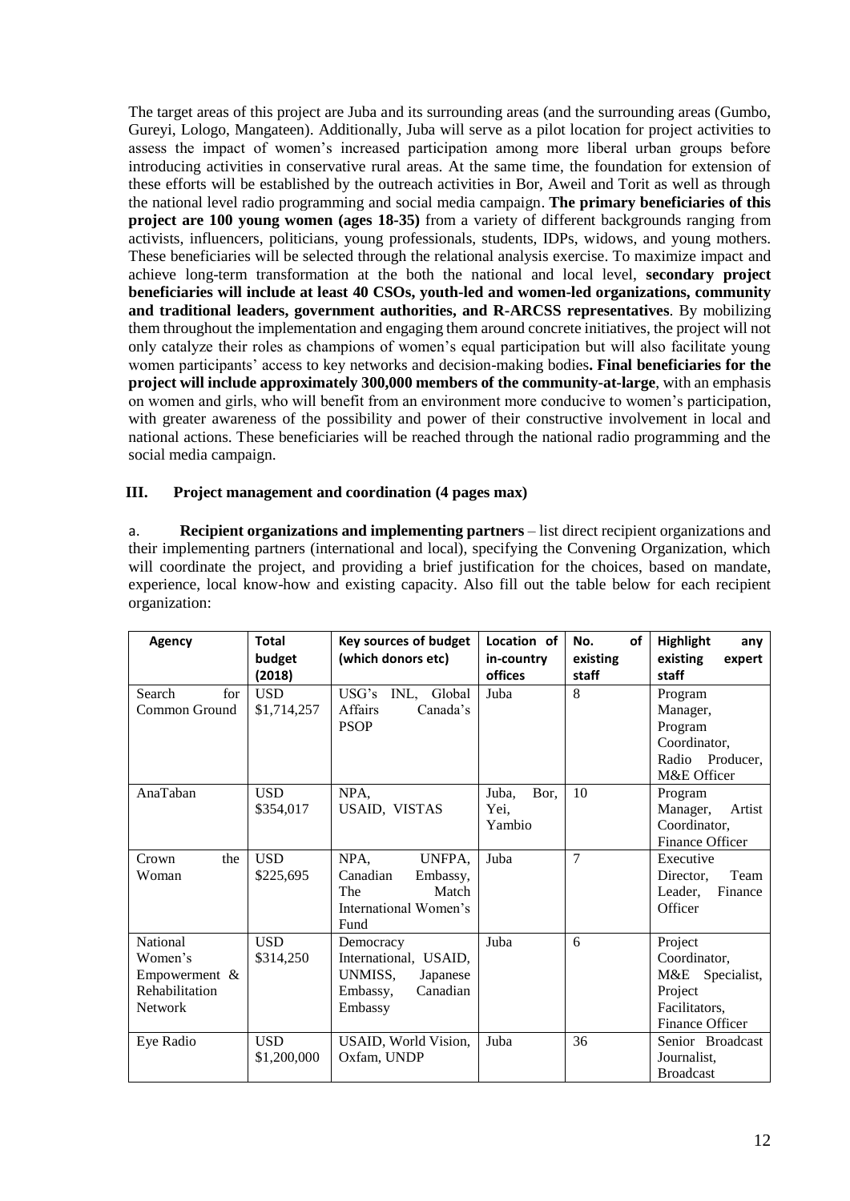The target areas of this project are Juba and its surrounding areas (and the surrounding areas (Gumbo, Gureyi, Lologo, Mangateen). Additionally, Juba will serve as a pilot location for project activities to assess the impact of women's increased participation among more liberal urban groups before introducing activities in conservative rural areas. At the same time, the foundation for extension of these efforts will be established by the outreach activities in Bor, Aweil and Torit as well as through the national level radio programming and social media campaign. **The primary beneficiaries of this project are 100 young women (ages 18-35)** from a variety of different backgrounds ranging from activists, influencers, politicians, young professionals, students, IDPs, widows, and young mothers. These beneficiaries will be selected through the relational analysis exercise. To maximize impact and achieve long-term transformation at the both the national and local level, **secondary project beneficiaries will include at least 40 CSOs, youth-led and women-led organizations, community and traditional leaders, government authorities, and R-ARCSS representatives**. By mobilizing them throughout the implementation and engaging them around concrete initiatives, the project will not only catalyze their roles as champions of women's equal participation but will also facilitate young women participants' access to key networks and decision-making bodies**. Final beneficiaries for the project will include approximately 300,000 members of the community-at-large**, with an emphasis on women and girls, who will benefit from an environment more conducive to women's participation, with greater awareness of the possibility and power of their constructive involvement in local and national actions. These beneficiaries will be reached through the national radio programming and the social media campaign.

## III. Project management and coordination (4 pages max)

a. **Recipient organizations and implementing partners** – list direct recipient organizations and their implementing partners (international and local), specifying the Convening Organization, which will coordinate the project, and providing a brief justification for the choices, based on mandate, experience, local know-how and existing capacity. Also fill out the table below for each recipient organization:

| Agency | Total budget (2018) | Key sources of budget (which donors etc) | Location of in-country offices | No. of existing staff | Highlight any existing expert staff |
|---|---|---|---|---|---|
| Search for Common Ground | USD $1,714,257 | USG's INL, Global Affairs Canada's PSOP | Juba | 8 | Program Manager, Program Coordinator, Radio Producer, M&E Officer |
| AnaTaban | USD $354,017 | NPA, USAID, VISTAS | Juba, Bor, Yei, Yambio | 10 | Program Manager, Artist Coordinator, Finance Officer |
| Crown the Woman | USD $225,695 | NPA, UNFPA, Canadian Embassy, The Match International Women's Fund | Juba | 7 | Executive Director, Team Leader, Finance Officer |
| National Women's Empowerment & Rehabilitation Network | USD $314,250 | Democracy International, USAID, UNMISS, Japanese Embassy, Canadian Embassy | Juba | 6 | Project Coordinator, M&E Specialist, Project Facilitators, Finance Officer |
| Eye Radio | USD $1,200,000 | USAID, World Vision, Oxfam, UNDP | Juba | 36 | Senior Broadcast Journalist, Broadcast |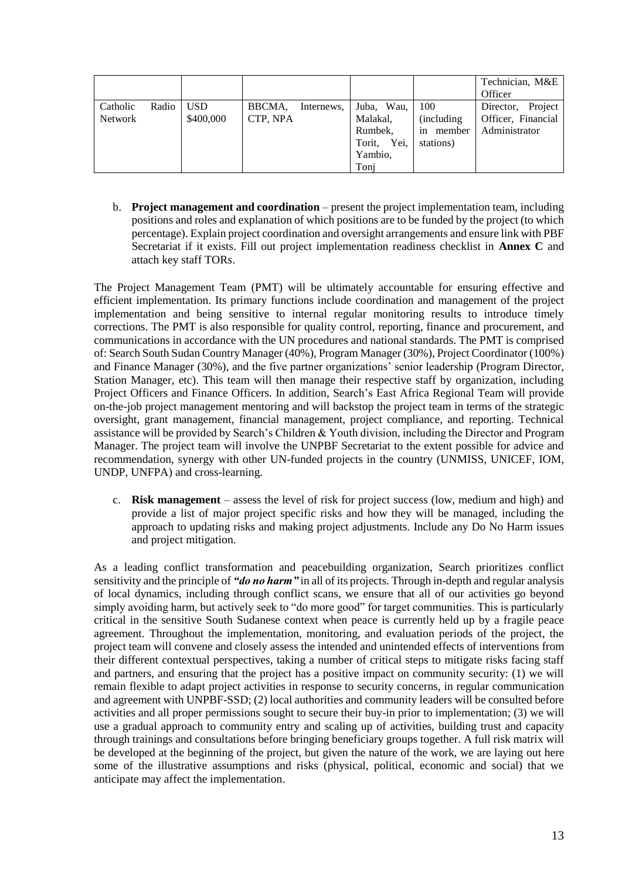| | | | | | Technician, M&E Officer |
|---|---|---|---|---|---|
| Catholic Radio Network | USD $400,000 | BBCMA, Internews, CTP, NPA | Juba, Wau, Malakal, Rumbek, Torit, Yei, Yambio, Tonj | 100 (including in member stations) | Director, Project Officer, Financial Administrator |

b. **Project management and coordination** – present the project implementation team, including positions and roles and explanation of which positions are to be funded by the project (to which percentage). Explain project coordination and oversight arrangements and ensure link with PBF Secretariat if it exists. Fill out project implementation readiness checklist in **Annex C** and attach key staff TORs.

The Project Management Team (PMT) will be ultimately accountable for ensuring effective and efficient implementation. Its primary functions include coordination and management of the project implementation and being sensitive to internal regular monitoring results to introduce timely corrections. The PMT is also responsible for quality control, reporting, finance and procurement, and communications in accordance with the UN procedures and national standards. The PMT is comprised of: Search South Sudan Country Manager (40%), Program Manager (30%), Project Coordinator (100%) and Finance Manager (30%), and the five partner organizations' senior leadership (Program Director, Station Manager, etc). This team will then manage their respective staff by organization, including Project Officers and Finance Officers. In addition, Search's East Africa Regional Team will provide on-the-job project management mentoring and will backstop the project team in terms of the strategic oversight, grant management, financial management, project compliance, and reporting. Technical assistance will be provided by Search's Children & Youth division, including the Director and Program Manager. The project team will involve the UNPBF Secretariat to the extent possible for advice and recommendation, synergy with other UN-funded projects in the country (UNMISS, UNICEF, IOM, UNDP, UNFPA) and cross-learning.

c. **Risk management** – assess the level of risk for project success (low, medium and high) and provide a list of major project specific risks and how they will be managed, including the approach to updating risks and making project adjustments. Include any Do No Harm issues and project mitigation.

As a leading conflict transformation and peacebuilding organization, Search prioritizes conflict sensitivity and the principle of ***"do no harm"*** in all of its projects. Through in-depth and regular analysis of local dynamics, including through conflict scans, we ensure that all of our activities go beyond simply avoiding harm, but actively seek to "do more good" for target communities. This is particularly critical in the sensitive South Sudanese context when peace is currently held up by a fragile peace agreement. Throughout the implementation, monitoring, and evaluation periods of the project, the project team will convene and closely assess the intended and unintended effects of interventions from their different contextual perspectives, taking a number of critical steps to mitigate risks facing staff and partners, and ensuring that the project has a positive impact on community security: (1) we will remain flexible to adapt project activities in response to security concerns, in regular communication and agreement with UNPBF-SSD; (2) local authorities and community leaders will be consulted before activities and all proper permissions sought to secure their buy-in prior to implementation; (3) we will use a gradual approach to community entry and scaling up of activities, building trust and capacity through trainings and consultations before bringing beneficiary groups together. A full risk matrix will be developed at the beginning of the project, but given the nature of the work, we are laying out here some of the illustrative assumptions and risks (physical, political, economic and social) that we anticipate may affect the implementation.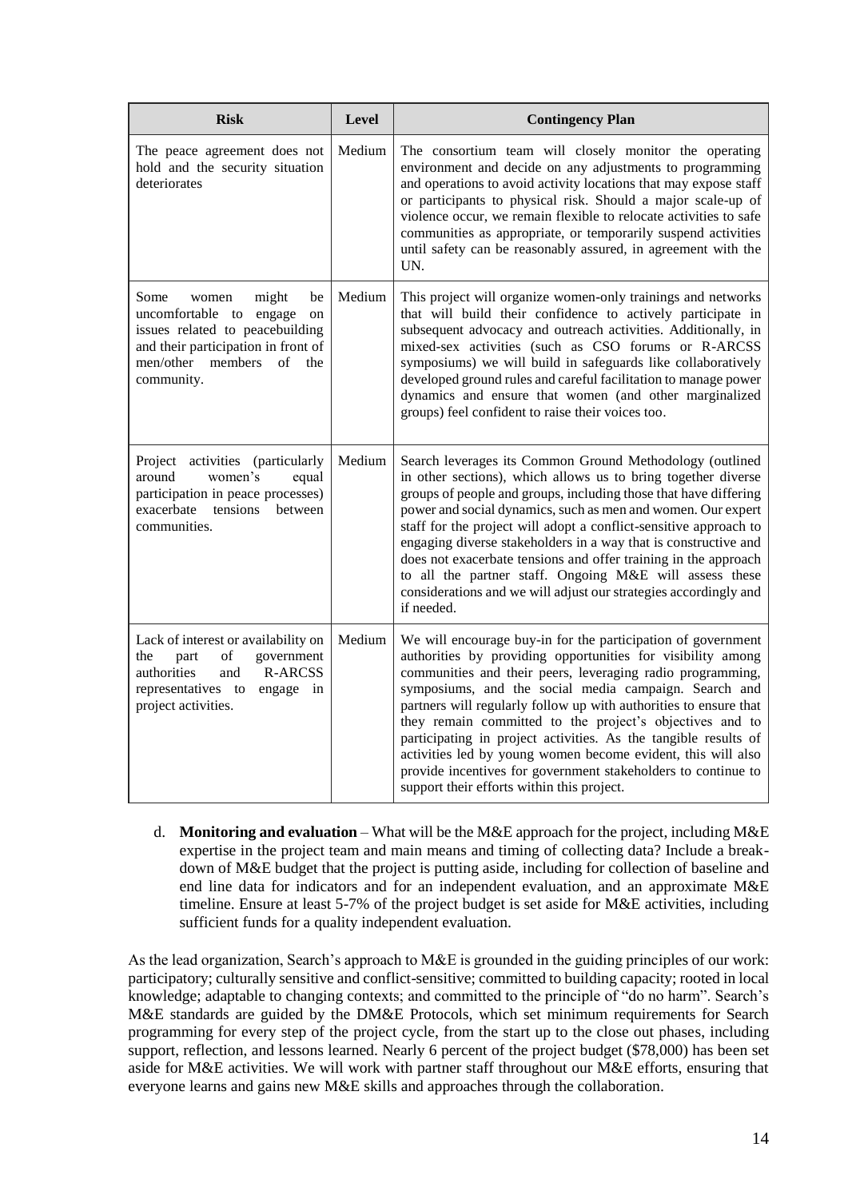| Risk | Level | Contingency Plan |
| --- | --- | --- |
| The peace agreement does not hold and the security situation deteriorates | Medium | The consortium team will closely monitor the operating environment and decide on any adjustments to programming and operations to avoid activity locations that may expose staff or participants to physical risk. Should a major scale-up of violence occur, we remain flexible to relocate activities to safe communities as appropriate, or temporarily suspend activities until safety can be reasonably assured, in agreement with the UN. |
| Some women might be uncomfortable to engage on issues related to peacebuilding and their participation in front of men/other members of the community. | Medium | This project will organize women-only trainings and networks that will build their confidence to actively participate in subsequent advocacy and outreach activities. Additionally, in mixed-sex activities (such as CSO forums or R-ARCSS symposiums) we will build in safeguards like collaboratively developed ground rules and careful facilitation to manage power dynamics and ensure that women (and other marginalized groups) feel confident to raise their voices too. |
| Project activities (particularly around women's equal participation in peace processes) exacerbate tensions between communities. | Medium | Search leverages its Common Ground Methodology (outlined in other sections), which allows us to bring together diverse groups of people and groups, including those that have differing power and social dynamics, such as men and women. Our expert staff for the project will adopt a conflict-sensitive approach to engaging diverse stakeholders in a way that is constructive and does not exacerbate tensions and offer training in the approach to all the partner staff. Ongoing M&E will assess these considerations and we will adjust our strategies accordingly and if needed. |
| Lack of interest or availability on the part of government authorities and R-ARCSS representatives to engage in project activities. | Medium | We will encourage buy-in for the participation of government authorities by providing opportunities for visibility among communities and their peers, leveraging radio programming, symposiums, and the social media campaign. Search and partners will regularly follow up with authorities to ensure that they remain committed to the project's objectives and to participating in project activities. As the tangible results of activities led by young women become evident, this will also provide incentives for government stakeholders to continue to support their efforts within this project. |

d. **Monitoring and evaluation** – What will be the M&E approach for the project, including M&E expertise in the project team and main means and timing of collecting data? Include a break-down of M&E budget that the project is putting aside, including for collection of baseline and end line data for indicators and for an independent evaluation, and an approximate M&E timeline. Ensure at least 5-7% of the project budget is set aside for M&E activities, including sufficient funds for a quality independent evaluation.

As the lead organization, Search's approach to M&E is grounded in the guiding principles of our work: participatory; culturally sensitive and conflict-sensitive; committed to building capacity; rooted in local knowledge; adaptable to changing contexts; and committed to the principle of "do no harm". Search's M&E standards are guided by the DM&E Protocols, which set minimum requirements for Search programming for every step of the project cycle, from the start up to the close out phases, including support, reflection, and lessons learned. Nearly 6 percent of the project budget ($78,000) has been set aside for M&E activities. We will work with partner staff throughout our M&E efforts, ensuring that everyone learns and gains new M&E skills and approaches through the collaboration.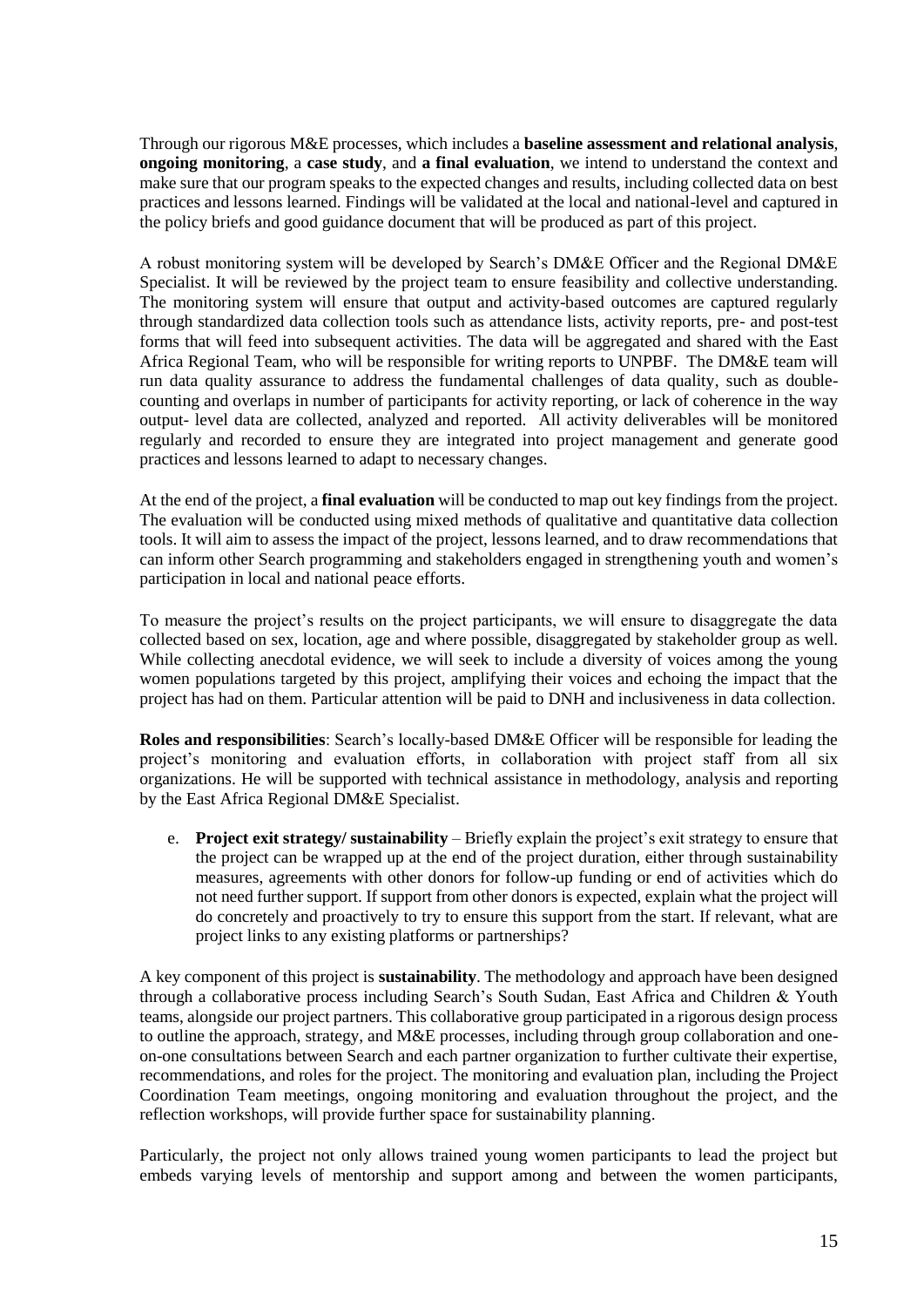Through our rigorous M&E processes, which includes a **baseline assessment and relational analysis**, **ongoing monitoring**, a **case study**, and **a final evaluation**, we intend to understand the context and make sure that our program speaks to the expected changes and results, including collected data on best practices and lessons learned. Findings will be validated at the local and national-level and captured in the policy briefs and good guidance document that will be produced as part of this project.

A robust monitoring system will be developed by Search's DM&E Officer and the Regional DM&E Specialist. It will be reviewed by the project team to ensure feasibility and collective understanding. The monitoring system will ensure that output and activity-based outcomes are captured regularly through standardized data collection tools such as attendance lists, activity reports, pre- and post-test forms that will feed into subsequent activities. The data will be aggregated and shared with the East Africa Regional Team, who will be responsible for writing reports to UNPBF. The DM&E team will run data quality assurance to address the fundamental challenges of data quality, such as double-counting and overlaps in number of participants for activity reporting, or lack of coherence in the way output- level data are collected, analyzed and reported. All activity deliverables will be monitored regularly and recorded to ensure they are integrated into project management and generate good practices and lessons learned to adapt to necessary changes.

At the end of the project, a **final evaluation** will be conducted to map out key findings from the project. The evaluation will be conducted using mixed methods of qualitative and quantitative data collection tools. It will aim to assess the impact of the project, lessons learned, and to draw recommendations that can inform other Search programming and stakeholders engaged in strengthening youth and women's participation in local and national peace efforts.

To measure the project's results on the project participants, we will ensure to disaggregate the data collected based on sex, location, age and where possible, disaggregated by stakeholder group as well. While collecting anecdotal evidence, we will seek to include a diversity of voices among the young women populations targeted by this project, amplifying their voices and echoing the impact that the project has had on them. Particular attention will be paid to DNH and inclusiveness in data collection.

**Roles and responsibilities**: Search's locally-based DM&E Officer will be responsible for leading the project's monitoring and evaluation efforts, in collaboration with project staff from all six organizations. He will be supported with technical assistance in methodology, analysis and reporting by the East Africa Regional DM&E Specialist.

e. **Project exit strategy/ sustainability** – Briefly explain the project's exit strategy to ensure that the project can be wrapped up at the end of the project duration, either through sustainability measures, agreements with other donors for follow-up funding or end of activities which do not need further support. If support from other donors is expected, explain what the project will do concretely and proactively to try to ensure this support from the start. If relevant, what are project links to any existing platforms or partnerships?

A key component of this project is **sustainability**. The methodology and approach have been designed through a collaborative process including Search's South Sudan, East Africa and Children & Youth teams, alongside our project partners. This collaborative group participated in a rigorous design process to outline the approach, strategy, and M&E processes, including through group collaboration and one-on-one consultations between Search and each partner organization to further cultivate their expertise, recommendations, and roles for the project. The monitoring and evaluation plan, including the Project Coordination Team meetings, ongoing monitoring and evaluation throughout the project, and the reflection workshops, will provide further space for sustainability planning.

Particularly, the project not only allows trained young women participants to lead the project but embeds varying levels of mentorship and support among and between the women participants,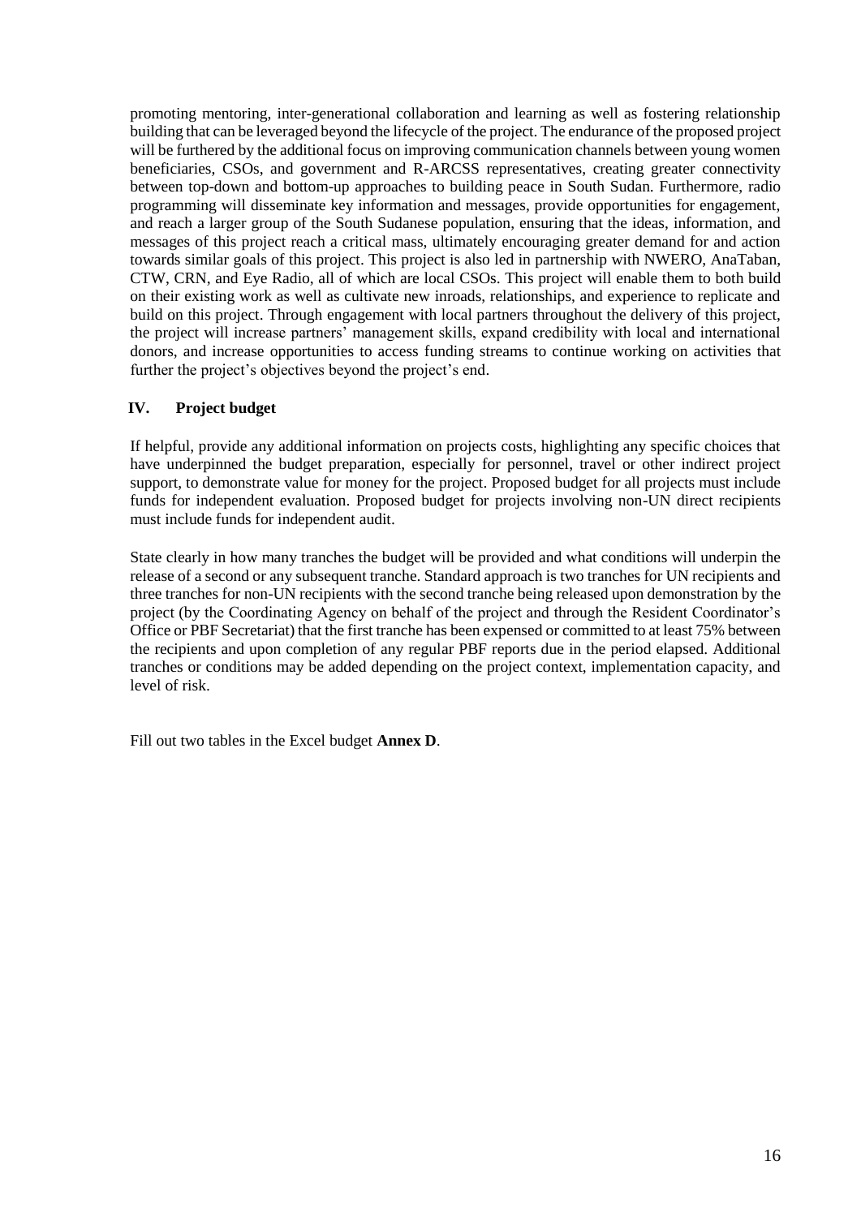promoting mentoring, inter-generational collaboration and learning as well as fostering relationship building that can be leveraged beyond the lifecycle of the project. The endurance of the proposed project will be furthered by the additional focus on improving communication channels between young women beneficiaries, CSOs, and government and R-ARCSS representatives, creating greater connectivity between top-down and bottom-up approaches to building peace in South Sudan. Furthermore, radio programming will disseminate key information and messages, provide opportunities for engagement, and reach a larger group of the South Sudanese population, ensuring that the ideas, information, and messages of this project reach a critical mass, ultimately encouraging greater demand for and action towards similar goals of this project. This project is also led in partnership with NWERO, AnaTaban, CTW, CRN, and Eye Radio, all of which are local CSOs. This project will enable them to both build on their existing work as well as cultivate new inroads, relationships, and experience to replicate and build on this project. Through engagement with local partners throughout the delivery of this project, the project will increase partners' management skills, expand credibility with local and international donors, and increase opportunities to access funding streams to continue working on activities that further the project's objectives beyond the project's end.

## IV. Project budget

If helpful, provide any additional information on projects costs, highlighting any specific choices that have underpinned the budget preparation, especially for personnel, travel or other indirect project support, to demonstrate value for money for the project. Proposed budget for all projects must include funds for independent evaluation. Proposed budget for projects involving non-UN direct recipients must include funds for independent audit.

State clearly in how many tranches the budget will be provided and what conditions will underpin the release of a second or any subsequent tranche. Standard approach is two tranches for UN recipients and three tranches for non-UN recipients with the second tranche being released upon demonstration by the project (by the Coordinating Agency on behalf of the project and through the Resident Coordinator's Office or PBF Secretariat) that the first tranche has been expensed or committed to at least 75% between the recipients and upon completion of any regular PBF reports due in the period elapsed. Additional tranches or conditions may be added depending on the project context, implementation capacity, and level of risk.

Fill out two tables in the Excel budget **Annex D**.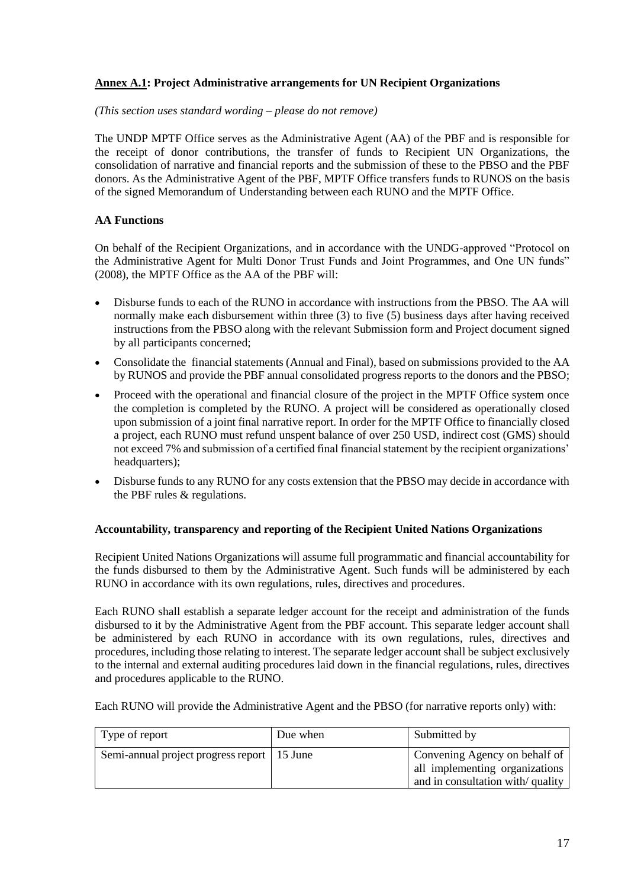**Annex A.1: Project Administrative arrangements for UN Recipient Organizations**

*(This section uses standard wording – please do not remove)*

The UNDP MPTF Office serves as the Administrative Agent (AA) of the PBF and is responsible for the receipt of donor contributions, the transfer of funds to Recipient UN Organizations, the consolidation of narrative and financial reports and the submission of these to the PBSO and the PBF donors. As the Administrative Agent of the PBF, MPTF Office transfers funds to RUNOS on the basis of the signed Memorandum of Understanding between each RUNO and the MPTF Office.

**AA Functions**

On behalf of the Recipient Organizations, and in accordance with the UNDG-approved "Protocol on the Administrative Agent for Multi Donor Trust Funds and Joint Programmes, and One UN funds" (2008), the MPTF Office as the AA of the PBF will:

- Disburse funds to each of the RUNO in accordance with instructions from the PBSO. The AA will normally make each disbursement within three (3) to five (5) business days after having received instructions from the PBSO along with the relevant Submission form and Project document signed by all participants concerned;
- Consolidate the financial statements (Annual and Final), based on submissions provided to the AA by RUNOS and provide the PBF annual consolidated progress reports to the donors and the PBSO;
- Proceed with the operational and financial closure of the project in the MPTF Office system once the completion is completed by the RUNO. A project will be considered as operationally closed upon submission of a joint final narrative report. In order for the MPTF Office to financially closed a project, each RUNO must refund unspent balance of over 250 USD, indirect cost (GMS) should not exceed 7% and submission of a certified final financial statement by the recipient organizations' headquarters);
- Disburse funds to any RUNO for any costs extension that the PBSO may decide in accordance with the PBF rules & regulations.

**Accountability, transparency and reporting of the Recipient United Nations Organizations**

Recipient United Nations Organizations will assume full programmatic and financial accountability for the funds disbursed to them by the Administrative Agent. Such funds will be administered by each RUNO in accordance with its own regulations, rules, directives and procedures.

Each RUNO shall establish a separate ledger account for the receipt and administration of the funds disbursed to it by the Administrative Agent from the PBF account. This separate ledger account shall be administered by each RUNO in accordance with its own regulations, rules, directives and procedures, including those relating to interest. The separate ledger account shall be subject exclusively to the internal and external auditing procedures laid down in the financial regulations, rules, directives and procedures applicable to the RUNO.

Each RUNO will provide the Administrative Agent and the PBSO (for narrative reports only) with:

| Type of report | Due when | Submitted by |
|---|---|---|
| Semi-annual project progress report | 15 June | Convening Agency on behalf of all implementing organizations and in consultation with/ quality |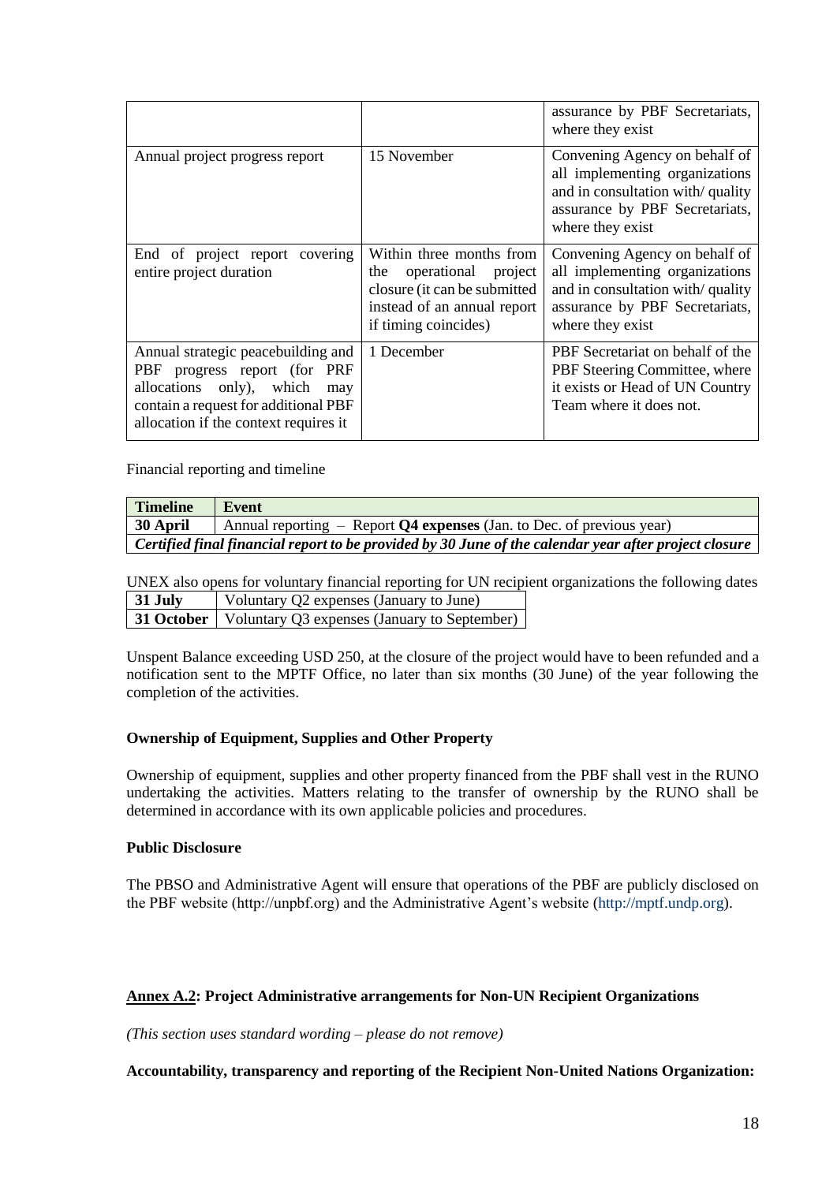| | | |
|---|---|---|
| | | assurance by PBF Secretariats, where they exist |
| Annual project progress report | 15 November | Convening Agency on behalf of all implementing organizations and in consultation with/ quality assurance by PBF Secretariats, where they exist |
| End of project report covering entire project duration | Within three months from the operational project closure (it can be submitted instead of an annual report if timing coincides) | Convening Agency on behalf of all implementing organizations and in consultation with/ quality assurance by PBF Secretariats, where they exist |
| Annual strategic peacebuilding and PBF progress report (for PRF allocations only), which may contain a request for additional PBF allocation if the context requires it | 1 December | PBF Secretariat on behalf of the PBF Steering Committee, where it exists or Head of UN Country Team where it does not. |

Financial reporting and timeline

| **Timeline** | **Event** |
|---|---|
| **30 April** | Annual reporting – Report **Q4 expenses** (Jan. to Dec. of previous year) |
| ***Certified final financial report to be provided by 30 June of the calendar year after project closure*** | |

UNEX also opens for voluntary financial reporting for UN recipient organizations the following dates

| | |
|---|---|
| **31 July** | Voluntary Q2 expenses (January to June) |
| **31 October** | Voluntary Q3 expenses (January to September) |

Unspent Balance exceeding USD 250, at the closure of the project would have to been refunded and a notification sent to the MPTF Office, no later than six months (30 June) of the year following the completion of the activities.

**Ownership of Equipment, Supplies and Other Property**

Ownership of equipment, supplies and other property financed from the PBF shall vest in the RUNO undertaking the activities. Matters relating to the transfer of ownership by the RUNO shall be determined in accordance with its own applicable policies and procedures.

**Public Disclosure**

The PBSO and Administrative Agent will ensure that operations of the PBF are publicly disclosed on the PBF website (http://unpbf.org) and the Administrative Agent's website (http://mptf.undp.org).

**Annex A.2: Project Administrative arrangements for Non-UN Recipient Organizations**

*(This section uses standard wording – please do not remove)*

**Accountability, transparency and reporting of the Recipient Non-United Nations Organization:**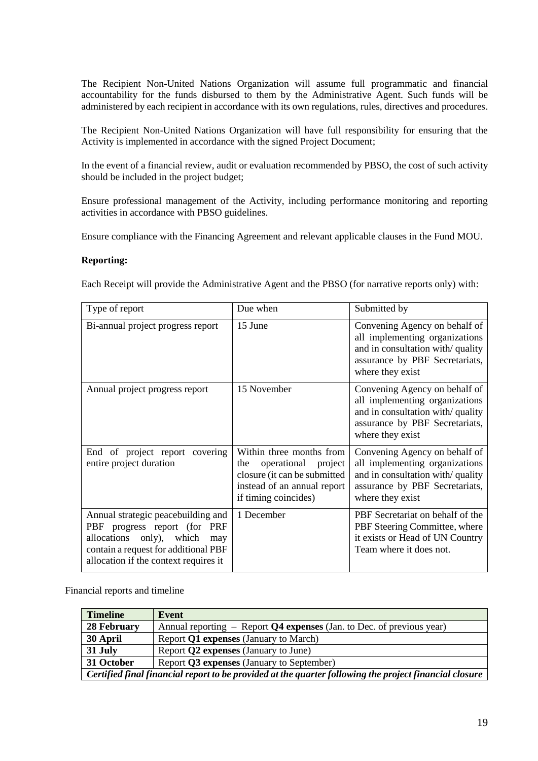The Recipient Non-United Nations Organization will assume full programmatic and financial accountability for the funds disbursed to them by the Administrative Agent. Such funds will be administered by each recipient in accordance with its own regulations, rules, directives and procedures.

The Recipient Non-United Nations Organization will have full responsibility for ensuring that the Activity is implemented in accordance with the signed Project Document;

In the event of a financial review, audit or evaluation recommended by PBSO, the cost of such activity should be included in the project budget;

Ensure professional management of the Activity, including performance monitoring and reporting activities in accordance with PBSO guidelines.

Ensure compliance with the Financing Agreement and relevant applicable clauses in the Fund MOU.

**Reporting:**

Each Receipt will provide the Administrative Agent and the PBSO (for narrative reports only) with:

| Type of report | Due when | Submitted by |
|---|---|---|
| Bi-annual project progress report | 15 June | Convening Agency on behalf of all implementing organizations and in consultation with/ quality assurance by PBF Secretariats, where they exist |
| Annual project progress report | 15 November | Convening Agency on behalf of all implementing organizations and in consultation with/ quality assurance by PBF Secretariats, where they exist |
| End of project report covering entire project duration | Within three months from the operational project closure (it can be submitted instead of an annual report if timing coincides) | Convening Agency on behalf of all implementing organizations and in consultation with/ quality assurance by PBF Secretariats, where they exist |
| Annual strategic peacebuilding and PBF progress report (for PRF allocations only), which may contain a request for additional PBF allocation if the context requires it | 1 December | PBF Secretariat on behalf of the PBF Steering Committee, where it exists or Head of UN Country Team where it does not. |

Financial reports and timeline

| Timeline | Event |
|---|---|
| **28 February** | Annual reporting – Report **Q4 expenses** (Jan. to Dec. of previous year) |
| **30 April** | Report **Q1 expenses** (January to March) |
| **31 July** | Report **Q2 expenses** (January to June) |
| **31 October** | Report **Q3 expenses** (January to September) |
| ***Certified final financial report to be provided at the quarter following the project financial closure*** | |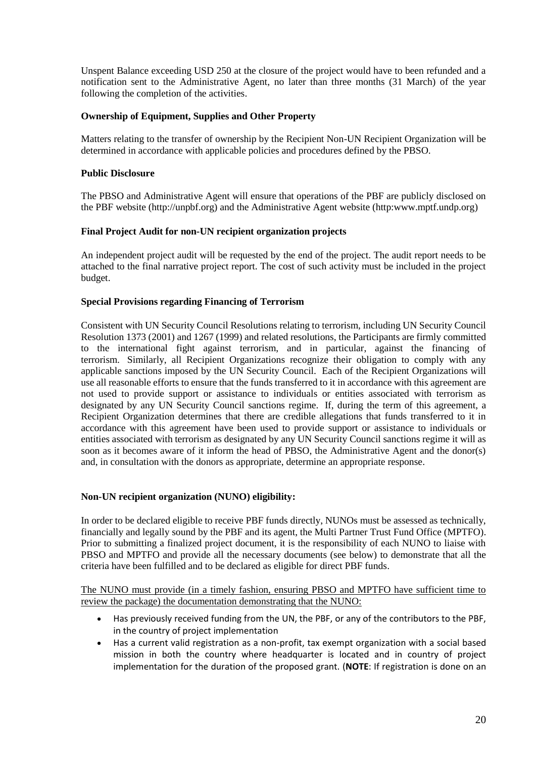Unspent Balance exceeding USD 250 at the closure of the project would have to been refunded and a notification sent to the Administrative Agent, no later than three months (31 March) of the year following the completion of the activities.

**Ownership of Equipment, Supplies and Other Property**

Matters relating to the transfer of ownership by the Recipient Non-UN Recipient Organization will be determined in accordance with applicable policies and procedures defined by the PBSO.

**Public Disclosure**

The PBSO and Administrative Agent will ensure that operations of the PBF are publicly disclosed on the PBF website (http://unpbf.org) and the Administrative Agent website (http:www.mptf.undp.org)

**Final Project Audit for non-UN recipient organization projects**

An independent project audit will be requested by the end of the project. The audit report needs to be attached to the final narrative project report. The cost of such activity must be included in the project budget.

**Special Provisions regarding Financing of Terrorism**

Consistent with UN Security Council Resolutions relating to terrorism, including UN Security Council Resolution 1373 (2001) and 1267 (1999) and related resolutions, the Participants are firmly committed to the international fight against terrorism, and in particular, against the financing of terrorism. Similarly, all Recipient Organizations recognize their obligation to comply with any applicable sanctions imposed by the UN Security Council. Each of the Recipient Organizations will use all reasonable efforts to ensure that the funds transferred to it in accordance with this agreement are not used to provide support or assistance to individuals or entities associated with terrorism as designated by any UN Security Council sanctions regime. If, during the term of this agreement, a Recipient Organization determines that there are credible allegations that funds transferred to it in accordance with this agreement have been used to provide support or assistance to individuals or entities associated with terrorism as designated by any UN Security Council sanctions regime it will as soon as it becomes aware of it inform the head of PBSO, the Administrative Agent and the donor(s) and, in consultation with the donors as appropriate, determine an appropriate response.

**Non-UN recipient organization (NUNO) eligibility:**

In order to be declared eligible to receive PBF funds directly, NUNOs must be assessed as technically, financially and legally sound by the PBF and its agent, the Multi Partner Trust Fund Office (MPTFO). Prior to submitting a finalized project document, it is the responsibility of each NUNO to liaise with PBSO and MPTFO and provide all the necessary documents (see below) to demonstrate that all the criteria have been fulfilled and to be declared as eligible for direct PBF funds.

The NUNO must provide (in a timely fashion, ensuring PBSO and MPTFO have sufficient time to review the package) the documentation demonstrating that the NUNO:

- Has previously received funding from the UN, the PBF, or any of the contributors to the PBF, in the country of project implementation
- Has a current valid registration as a non-profit, tax exempt organization with a social based mission in both the country where headquarter is located and in country of project implementation for the duration of the proposed grant. (**NOTE**: If registration is done on an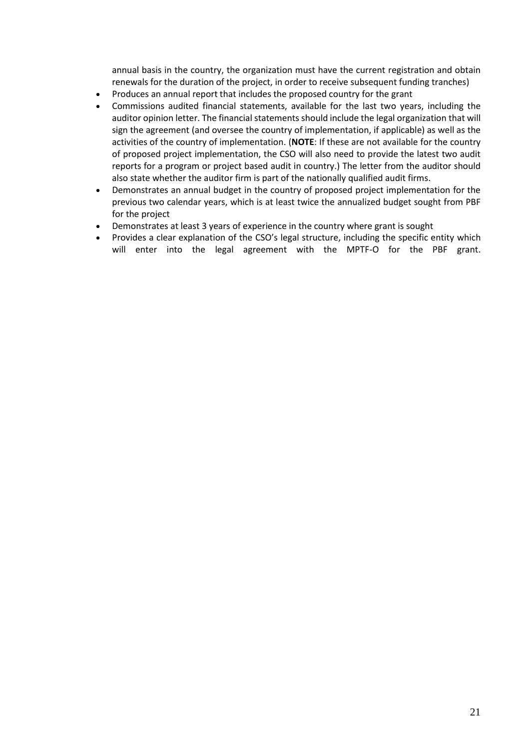annual basis in the country, the organization must have the current registration and obtain renewals for the duration of the project, in order to receive subsequent funding tranches)

- Produces an annual report that includes the proposed country for the grant
- Commissions audited financial statements, available for the last two years, including the auditor opinion letter. The financial statements should include the legal organization that will sign the agreement (and oversee the country of implementation, if applicable) as well as the activities of the country of implementation. (**NOTE**: If these are not available for the country of proposed project implementation, the CSO will also need to provide the latest two audit reports for a program or project based audit in country.) The letter from the auditor should also state whether the auditor firm is part of the nationally qualified audit firms.
- Demonstrates an annual budget in the country of proposed project implementation for the previous two calendar years, which is at least twice the annualized budget sought from PBF for the project
- Demonstrates at least 3 years of experience in the country where grant is sought
- Provides a clear explanation of the CSO's legal structure, including the specific entity which will enter into the legal agreement with the MPTF-O for the PBF grant.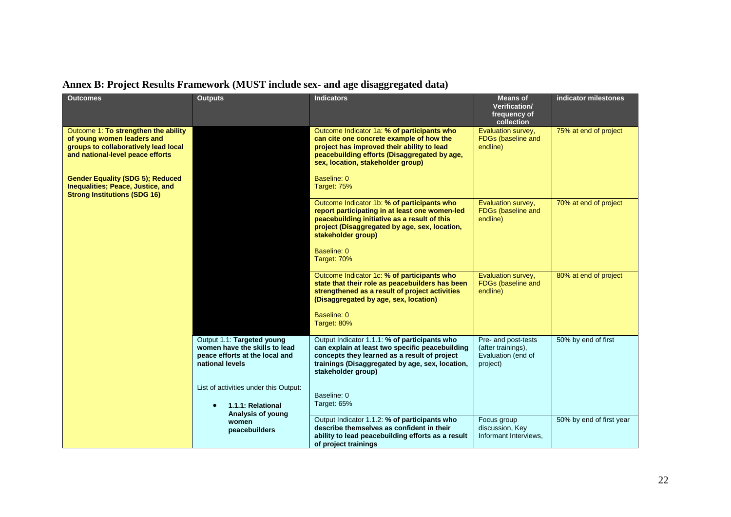## Annex B: Project Results Framework (MUST include sex- and age disaggregated data)

| Outcomes | Outputs | Indicators | Means of Verification/ frequency of collection | indicator milestones |
|---|---|---|---|---|
| Outcome 1: **To strengthen the ability of young women leaders and groups to collaboratively lead local and national-level peace efforts**<br><br>**Gender Equality (SDG 5); Reduced Inequalities; Peace, Justice, and Strong Institutions (SDG 16)** | | Outcome Indicator 1a: **% of participants who can cite one concrete example of how the project has improved their ability to lead peacebuilding efforts (Disaggregated by age, sex, location, stakeholder group)**<br><br>Baseline: 0<br>Target: 75% | Evaluation survey, FDGs (baseline and endline) | 75% at end of project |
| | | Outcome Indicator 1b: **% of participants who report participating in at least one women-led peacebuilding initiative as a result of this project (Disaggregated by age, sex, location, stakeholder group)**<br><br>Baseline: 0<br>Target: 70% | Evaluation survey, FDGs (baseline and endline) | 70% at end of project |
| | | Outcome Indicator 1c: **% of participants who state that their role as peacebuilders has been strengthened as a result of project activities (Disaggregated by age, sex, location)**<br><br>Baseline: 0<br>Target: 80% | Evaluation survey, FDGs (baseline and endline) | 80% at end of project |
| | Output 1.1: **Targeted young women have the skills to lead peace efforts at the local and national levels**<br><br>List of activities under this Output:<br><br>- **1.1.1: Relational Analysis of young women peacebuilders** | Output Indicator 1.1.1: **% of participants who can explain at least two specific peacebuilding concepts they learned as a result of project trainings (Disaggregated by age, sex, location, stakeholder group)**<br><br>Baseline: 0<br>Target: 65% | Pre- and post-tests (after trainings), Evaluation (end of project) | 50% by end of first |
| | | Output Indicator 1.1.2: **% of participants who describe themselves as confident in their ability to lead peacebuilding efforts as a result of project trainings** | Focus group discussion, Key Informant Interviews, | 50% by end of first year |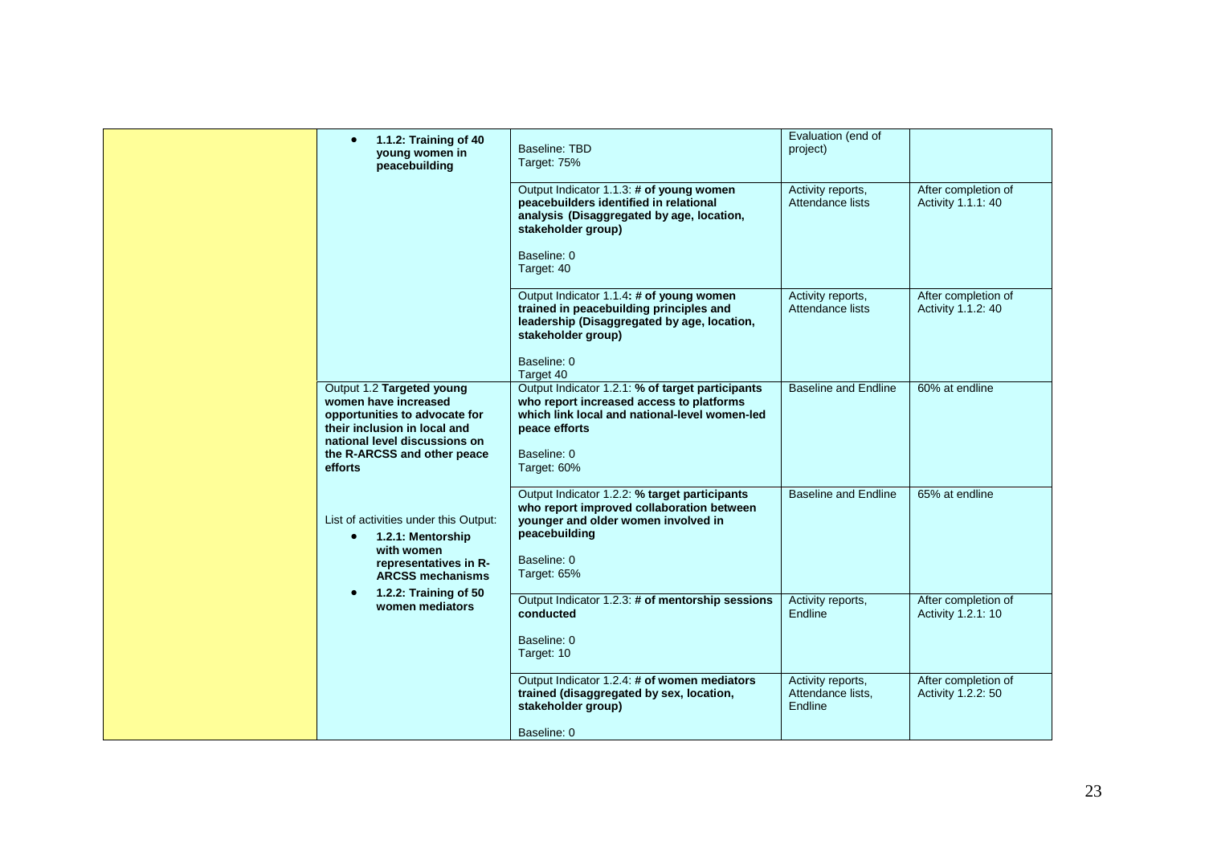| | | | | |
|---|---|---|---|---|
| | • **1.1.2: Training of 40 young women in peacebuilding** | Baseline: TBD<br>Target: 75% | Evaluation (end of project) | |
| | | Output Indicator 1.1.3: **# of young women peacebuilders identified in relational analysis (Disaggregated by age, location, stakeholder group)**<br><br>Baseline: 0<br>Target: 40 | Activity reports, Attendance lists | After completion of Activity 1.1.1: 40 |
| | | Output Indicator 1.1.4**: # of young women trained in peacebuilding principles and leadership (Disaggregated by age, location, stakeholder group)**<br><br>Baseline: 0<br>Target 40 | Activity reports, Attendance lists | After completion of Activity 1.1.2: 40 |
| | Output 1.2 **Targeted young women have increased opportunities to advocate for their inclusion in local and national level discussions on the R-ARCSS and other peace efforts** | Output Indicator 1.2.1: **% of target participants who report increased access to platforms which link local and national-level women-led peace efforts**<br><br>Baseline: 0<br>Target: 60% | Baseline and Endline | 60% at endline |
| | List of activities under this Output:<br>• **1.2.1: Mentorship with women representatives in R-ARCSS mechanisms**<br>• **1.2.2: Training of 50 women mediators** | Output Indicator 1.2.2: **% target participants who report improved collaboration between younger and older women involved in peacebuilding**<br><br>Baseline: 0<br>Target: 65% | Baseline and Endline | 65% at endline |
| | | Output Indicator 1.2.3: **# of mentorship sessions conducted**<br><br>Baseline: 0<br>Target: 10 | Activity reports, Endline | After completion of Activity 1.2.1: 10 |
| | | Output Indicator 1.2.4: **# of women mediators trained (disaggregated by sex, location, stakeholder group)**<br><br>Baseline: 0 | Activity reports, Attendance lists, Endline | After completion of Activity 1.2.2: 50 |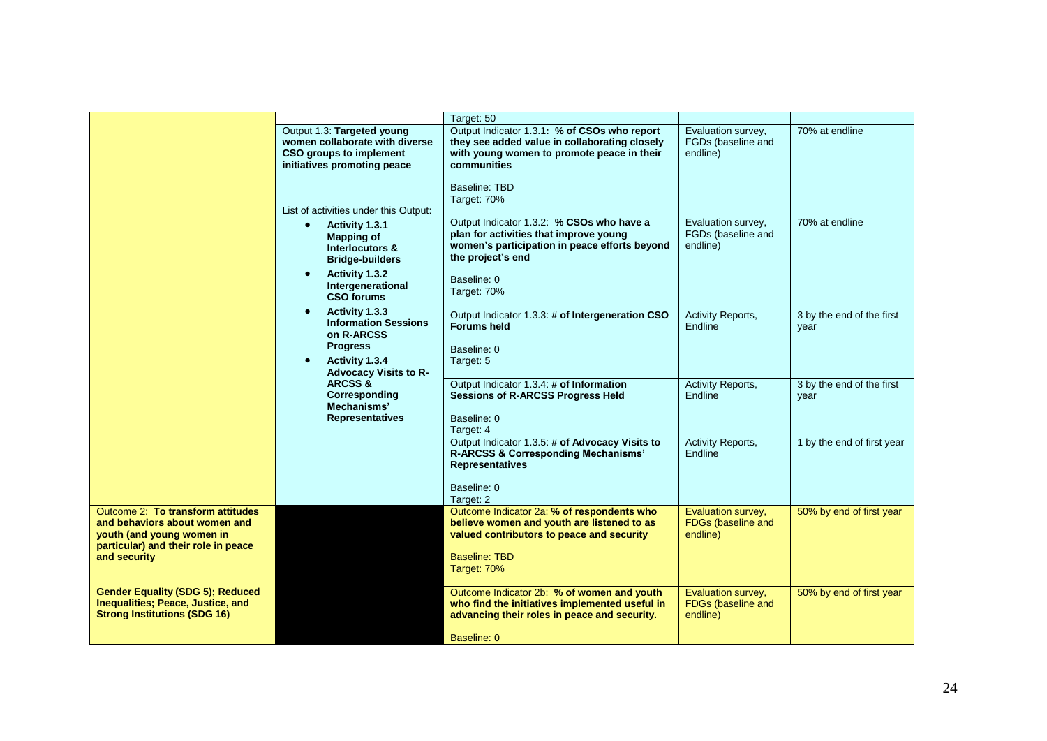| | | Target: 50 | | |
|---|---|---|---|---|
| | Output 1.3: **Targeted young women collaborate with diverse CSO groups to implement initiatives promoting peace** | Output Indicator 1.3.1**: % of CSOs who report they see added value in collaborating closely with young women to promote peace in their communities**<br><br>Baseline: TBD<br>Target: 70% | Evaluation survey, FGDs (baseline and endline) | 70% at endline |
| | List of activities under this Output:<br>- **Activity 1.3.1 Mapping of Interlocutors & Bridge-builders**<br>- **Activity 1.3.2 Intergenerational CSO forums**<br>- **Activity 1.3.3 Information Sessions on R-ARCSS Progress**<br>- **Activity 1.3.4 Advocacy Visits to R-ARCSS & Corresponding Mechanisms' Representatives** | Output Indicator 1.3.2: **% CSOs who have a plan for activities that improve young women's participation in peace efforts beyond the project's end**<br><br>Baseline: 0<br>Target: 70% | Evaluation survey, FGDs (baseline and endline) | 70% at endline |
| | | Output Indicator 1.3.3: **# of Intergeneration CSO Forums held**<br><br>Baseline: 0<br>Target: 5 | Activity Reports, Endline | 3 by the end of the first year |
| | | Output Indicator 1.3.4: **# of Information Sessions of R-ARCSS Progress Held**<br><br>Baseline: 0<br>Target: 4 | Activity Reports, Endline | 3 by the end of the first year |
| | | Output Indicator 1.3.5: **# of Advocacy Visits to R-ARCSS & Corresponding Mechanisms' Representatives**<br><br>Baseline: 0<br>Target: 2 | Activity Reports, Endline | 1 by the end of first year |
| Outcome 2: **To transform attitudes and behaviors about women and youth (and young women in particular) and their role in peace and security**<br><br>**Gender Equality (SDG 5); Reduced Inequalities; Peace, Justice, and Strong Institutions (SDG 16)** | | Outcome Indicator 2a: **% of respondents who believe women and youth are listened to as valued contributors to peace and security**<br><br>Baseline: TBD<br>Target: 70% | Evaluation survey, FDGs (baseline and endline) | 50% by end of first year |
| | | Outcome Indicator 2b: **% of women and youth who find the initiatives implemented useful in advancing their roles in peace and security.**<br><br>Baseline: 0 | Evaluation survey, FDGs (baseline and endline) | 50% by end of first year |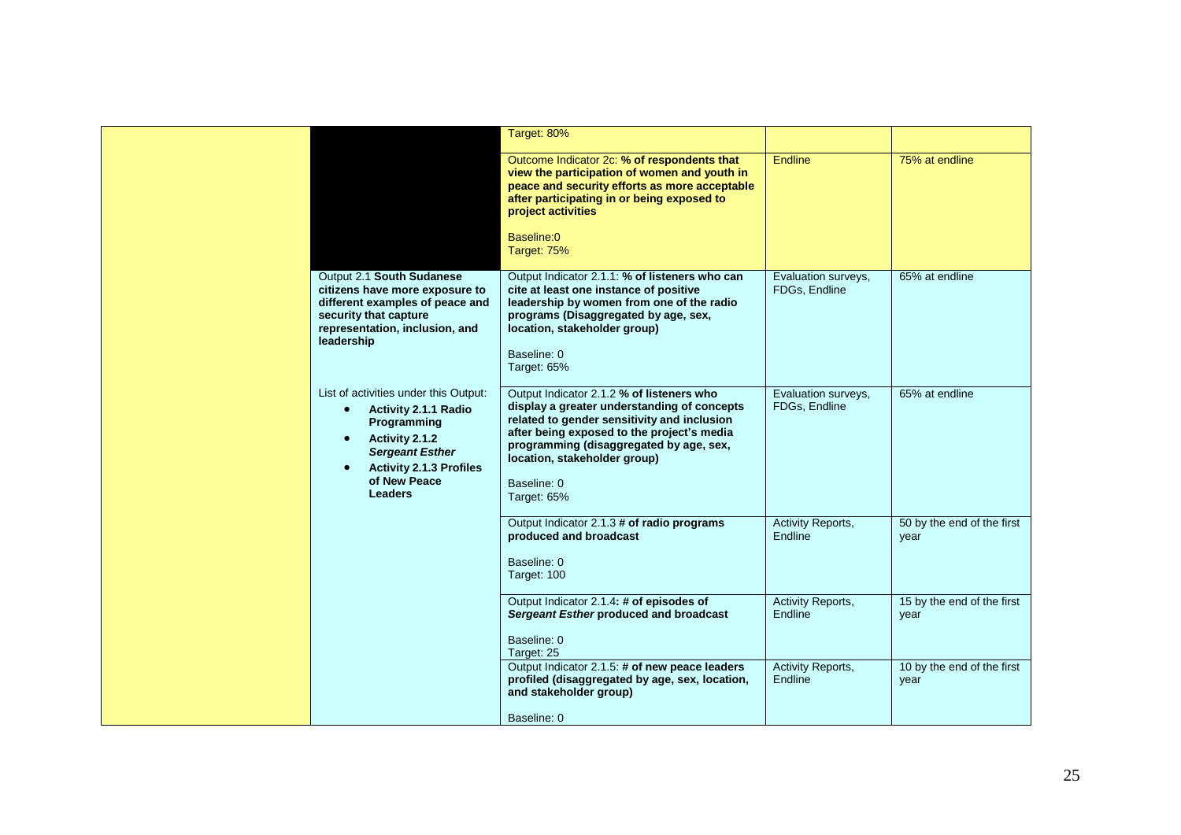| | | | | |
|---|---|---|---|---|
| | | Target: 80% | | |
| | | Outcome Indicator 2c: **% of respondents that view the participation of women and youth in peace and security efforts as more acceptable after participating in or being exposed to project activities**<br><br>Baseline:0<br>Target: 75% | Endline | 75% at endline |
| | Output 2.1 **South Sudanese citizens have more exposure to different examples of peace and security that capture representation, inclusion, and leadership** | Output Indicator 2.1.1: **% of listeners who can cite at least one instance of positive leadership by women from one of the radio programs (Disaggregated by age, sex, location, stakeholder group)**<br><br>Baseline: 0<br>Target: 65% | Evaluation surveys, FDGs, Endline | 65% at endline |
| | List of activities under this Output:<br>• **Activity 2.1.1 Radio Programming**<br>• **Activity 2.1.2 *Sergeant Esther***<br>• **Activity 2.1.3 Profiles of New Peace Leaders** | Output Indicator 2.1.2 **% of listeners who display a greater understanding of concepts related to gender sensitivity and inclusion after being exposed to the project's media programming (disaggregated by age, sex, location, stakeholder group)**<br><br>Baseline: 0<br>Target: 65% | Evaluation surveys, FDGs, Endline | 65% at endline |
| | | Output Indicator 2.1.3 **# of radio programs produced and broadcast**<br><br>Baseline: 0<br>Target: 100 | Activity Reports, Endline | 50 by the end of the first year |
| | | Output Indicator 2.1.4**: # of episodes of *Sergeant Esther* produced and broadcast**<br><br>Baseline: 0<br>Target: 25 | Activity Reports, Endline | 15 by the end of the first year |
| | | Output Indicator 2.1.5: **# of new peace leaders profiled (disaggregated by age, sex, location, and stakeholder group)**<br><br>Baseline: 0 | Activity Reports, Endline | 10 by the end of the first year |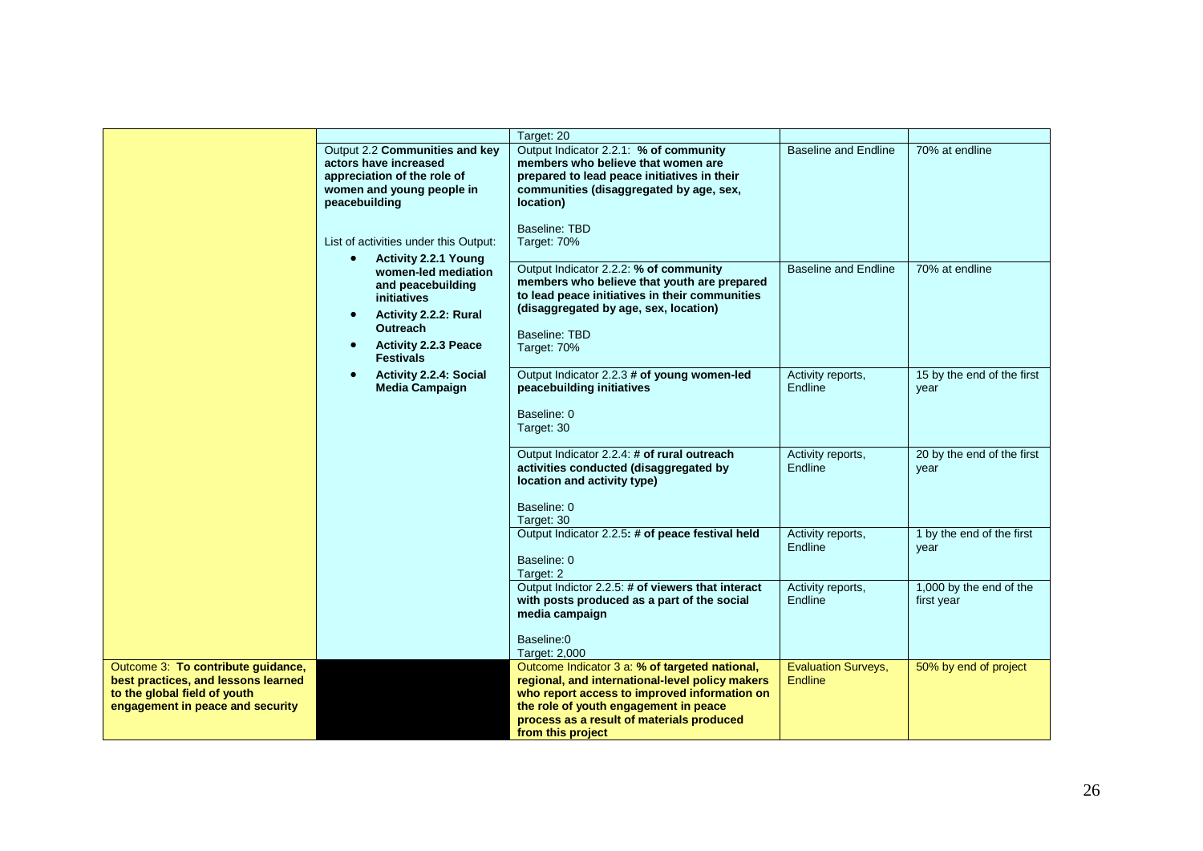| | | | | |
|---|---|---|---|---|
| | | Target: 20 | | |
| | Output 2.2 **Communities and key actors have increased appreciation of the role of women and young people in peacebuilding**<br><br>List of activities under this Output:<br>• **Activity 2.2.1 Young women-led mediation and peacebuilding initiatives**<br>• **Activity 2.2.2: Rural Outreach**<br>• **Activity 2.2.3 Peace Festivals**<br>• **Activity 2.2.4: Social Media Campaign** | Output Indicator 2.2.1: **% of community members who believe that women are prepared to lead peace initiatives in their communities (disaggregated by age, sex, location)**<br><br>Baseline: TBD<br>Target: 70% | Baseline and Endline | 70% at endline |
| | | Output Indicator 2.2.2: **% of community members who believe that youth are prepared to lead peace initiatives in their communities (disaggregated by age, sex, location)**<br><br>Baseline: TBD<br>Target: 70% | Baseline and Endline | 70% at endline |
| | | Output Indicator 2.2.3 **# of young women-led peacebuilding initiatives**<br><br>Baseline: 0<br>Target: 30 | Activity reports, Endline | 15 by the end of the first year |
| | | Output Indicator 2.2.4: **# of rural outreach activities conducted (disaggregated by location and activity type)**<br><br>Baseline: 0<br>Target: 30 | Activity reports, Endline | 20 by the end of the first year |
| | | Output Indicator 2.2.5**: # of peace festival held**<br><br>Baseline: 0<br>Target: 2 | Activity reports, Endline | 1 by the end of the first year |
| | | Output Indictor 2.2.5: **# of viewers that interact with posts produced as a part of the social media campaign**<br><br>Baseline:0<br>Target: 2,000 | Activity reports, Endline | 1,000 by the end of the first year |
| Outcome 3: **To contribute guidance, best practices, and lessons learned to the global field of youth engagement in peace and security** | | Outcome Indicator 3 a: **% of targeted national, regional, and international-level policy makers who report access to improved information on the role of youth engagement in peace process as a result of materials produced from this project** | Evaluation Surveys, Endline | 50% by end of project |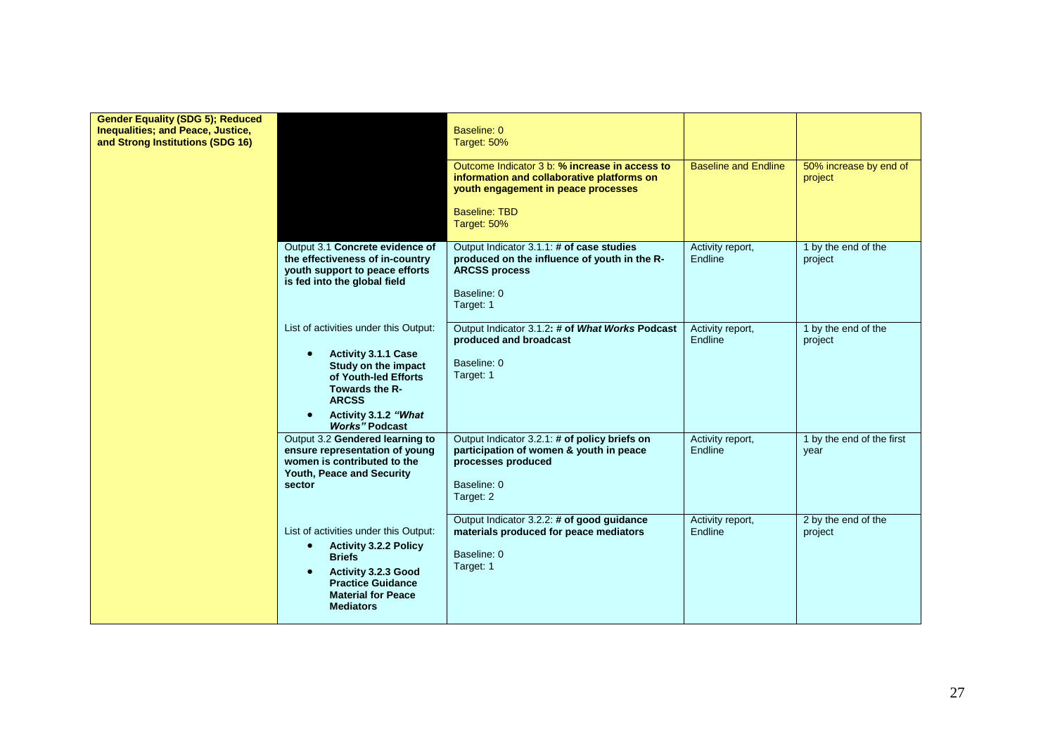| | | | | |
|---|---|---|---|---|
| **Gender Equality (SDG 5); Reduced Inequalities; and Peace, Justice, and Strong Institutions (SDG 16)** | | Baseline: 0<br>Target: 50% | | |
| | | Outcome Indicator 3 b: **% increase in access to information and collaborative platforms on youth engagement in peace processes**<br><br>Baseline: TBD<br>Target: 50% | Baseline and Endline | 50% increase by end of project |
| | Output 3.1 **Concrete evidence of the effectiveness of in-country youth support to peace efforts is fed into the global field** | Output Indicator 3.1.1: **# of case studies produced on the influence of youth in the R-ARCSS process**<br><br>Baseline: 0<br>Target: 1 | Activity report, Endline | 1 by the end of the project |
| | List of activities under this Output:<br>• **Activity 3.1.1 Case Study on the impact of Youth-led Efforts Towards the R-ARCSS**<br>• **Activity 3.1.2 *"What Works"* Podcast** | Output Indicator 3.1.2**: # of *What Works* Podcast produced and broadcast**<br><br>Baseline: 0<br>Target: 1 | Activity report, Endline | 1 by the end of the project |
| | Output 3.2 **Gendered learning to ensure representation of young women is contributed to the Youth, Peace and Security sector** | Output Indicator 3.2.1: **# of policy briefs on participation of women & youth in peace processes produced**<br><br>Baseline: 0<br>Target: 2 | Activity report, Endline | 1 by the end of the first year |
| | List of activities under this Output:<br>• **Activity 3.2.2 Policy Briefs**<br>• **Activity 3.2.3 Good Practice Guidance Material for Peace Mediators** | Output Indicator 3.2.2: **# of good guidance materials produced for peace mediators**<br><br>Baseline: 0<br>Target: 1 | Activity report, Endline | 2 by the end of the project |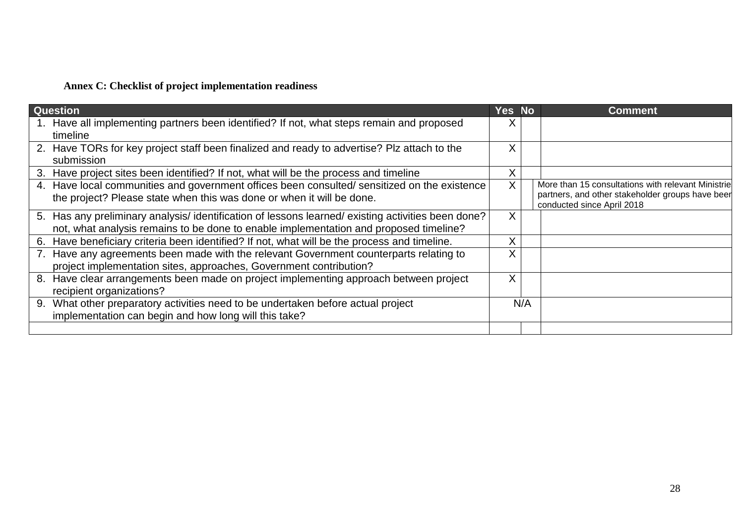**Annex C: Checklist of project implementation readiness**

| Question | Yes | No | Comment |
|---|---|---|---|
| 1. Have all implementing partners been identified? If not, what steps remain and proposed timeline | X | | |
| 2. Have TORs for key project staff been finalized and ready to advertise? Plz attach to the submission | X | | |
| 3. Have project sites been identified? If not, what will be the process and timeline | X | | |
| 4. Have local communities and government offices been consulted/ sensitized on the existence the project? Please state when this was done or when it will be done. | X | | More than 15 consultations with relevant Ministrie partners, and other stakeholder groups have beer conducted since April 2018 |
| 5. Has any preliminary analysis/ identification of lessons learned/ existing activities been done? not, what analysis remains to be done to enable implementation and proposed timeline? | X | | |
| 6. Have beneficiary criteria been identified? If not, what will be the process and timeline. | X | | |
| 7. Have any agreements been made with the relevant Government counterparts relating to project implementation sites, approaches, Government contribution? | X | | |
| 8. Have clear arrangements been made on project implementing approach between project recipient organizations? | X | | |
| 9. What other preparatory activities need to be undertaken before actual project implementation can begin and how long will this take? | N/A | | |
| | | | |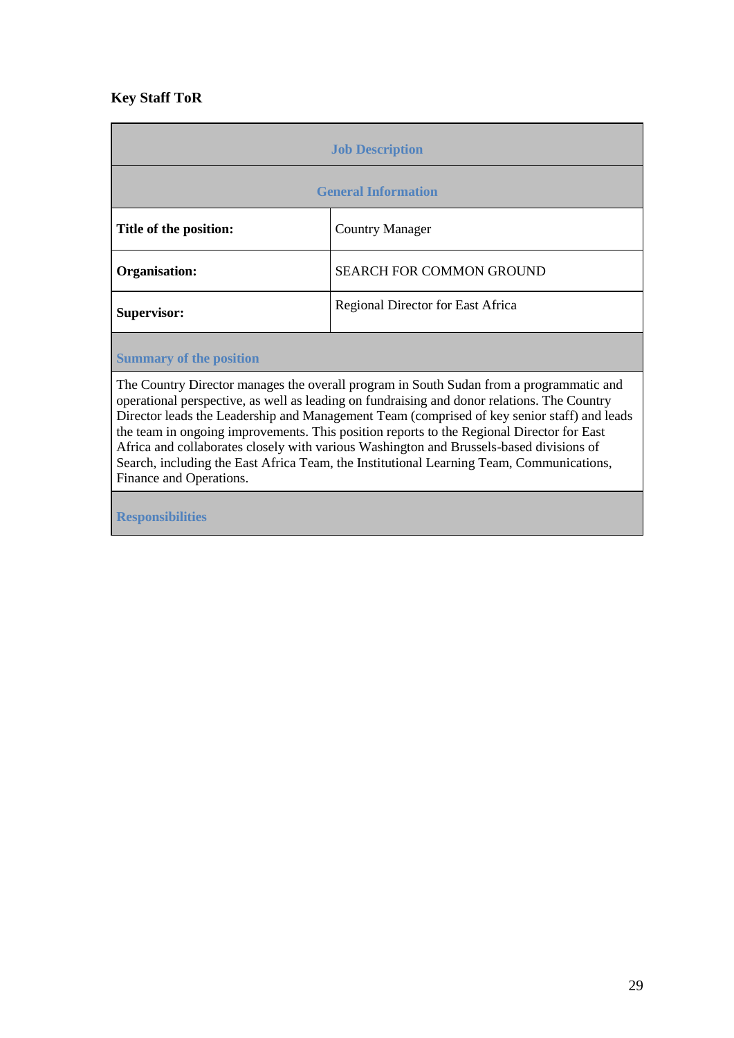**Key Staff ToR**

| Job Description | |
|---|---|
| **General Information** | |
| **Title of the position:** | Country Manager |
| **Organisation:** | SEARCH FOR COMMON GROUND |
| **Supervisor:** | Regional Director for East Africa |
| **Summary of the position** | |
| The Country Director manages the overall program in South Sudan from a programmatic and operational perspective, as well as leading on fundraising and donor relations. The Country Director leads the Leadership and Management Team (comprised of key senior staff) and leads the team in ongoing improvements. This position reports to the Regional Director for East Africa and collaborates closely with various Washington and Brussels-based divisions of Search, including the East Africa Team, the Institutional Learning Team, Communications, Finance and Operations. | |
| **Responsibilities** | |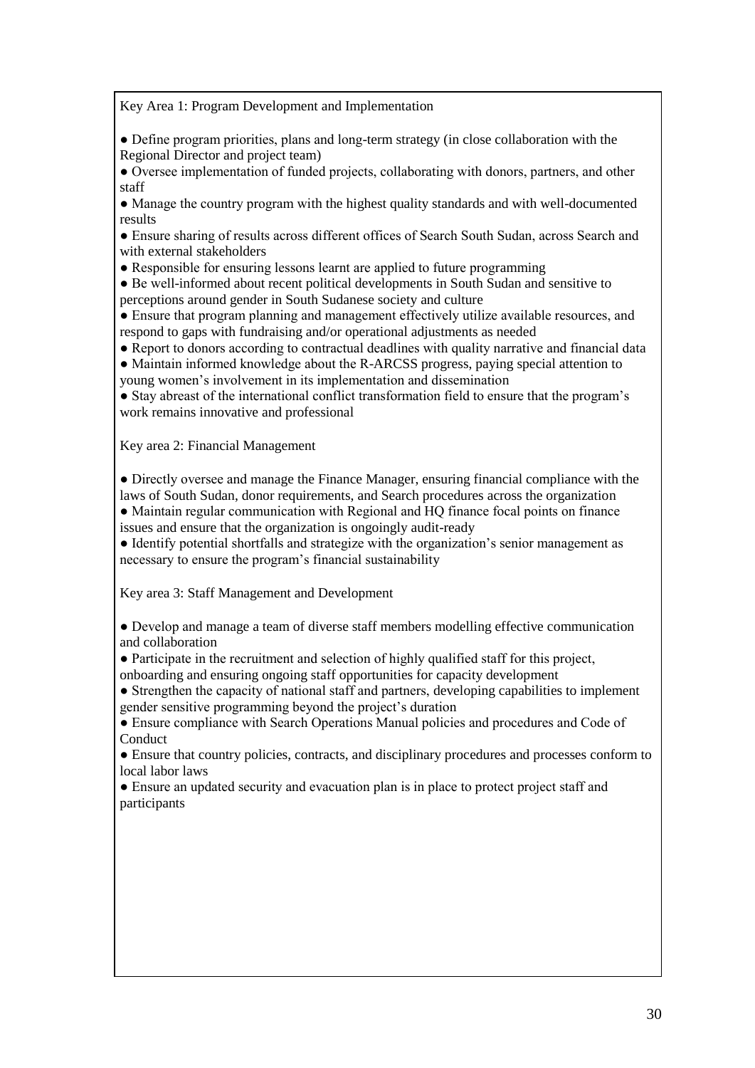Key Area 1: Program Development and Implementation

- Define program priorities, plans and long-term strategy (in close collaboration with the Regional Director and project team)
- Oversee implementation of funded projects, collaborating with donors, partners, and other staff
- Manage the country program with the highest quality standards and with well-documented results
- Ensure sharing of results across different offices of Search South Sudan, across Search and with external stakeholders
- Responsible for ensuring lessons learnt are applied to future programming
- Be well-informed about recent political developments in South Sudan and sensitive to perceptions around gender in South Sudanese society and culture
- Ensure that program planning and management effectively utilize available resources, and respond to gaps with fundraising and/or operational adjustments as needed
- Report to donors according to contractual deadlines with quality narrative and financial data
- Maintain informed knowledge about the R-ARCSS progress, paying special attention to young women's involvement in its implementation and dissemination
- Stay abreast of the international conflict transformation field to ensure that the program's work remains innovative and professional

Key area 2: Financial Management

- Directly oversee and manage the Finance Manager, ensuring financial compliance with the laws of South Sudan, donor requirements, and Search procedures across the organization
- Maintain regular communication with Regional and HQ finance focal points on finance issues and ensure that the organization is ongoingly audit-ready
- Identify potential shortfalls and strategize with the organization's senior management as necessary to ensure the program's financial sustainability

Key area 3: Staff Management and Development

- Develop and manage a team of diverse staff members modelling effective communication and collaboration
- Participate in the recruitment and selection of highly qualified staff for this project, onboarding and ensuring ongoing staff opportunities for capacity development
- Strengthen the capacity of national staff and partners, developing capabilities to implement gender sensitive programming beyond the project's duration
- Ensure compliance with Search Operations Manual policies and procedures and Code of Conduct
- Ensure that country policies, contracts, and disciplinary procedures and processes conform to local labor laws
- Ensure an updated security and evacuation plan is in place to protect project staff and participants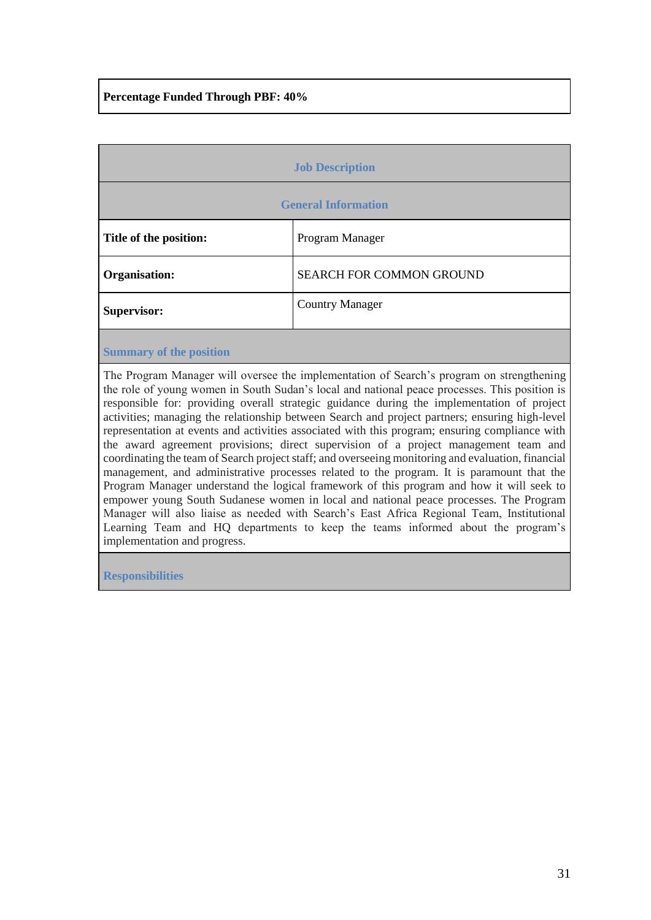**Percentage Funded Through PBF: 40%**

| Job Description | |
|---|---|
| **General Information** | |
| **Title of the position:** | Program Manager |
| **Organisation:** | SEARCH FOR COMMON GROUND |
| **Supervisor:** | Country Manager |

**Summary of the position**

The Program Manager will oversee the implementation of Search's program on strengthening the role of young women in South Sudan's local and national peace processes. This position is responsible for: providing overall strategic guidance during the implementation of project activities; managing the relationship between Search and project partners; ensuring high-level representation at events and activities associated with this program; ensuring compliance with the award agreement provisions; direct supervision of a project management team and coordinating the team of Search project staff; and overseeing monitoring and evaluation, financial management, and administrative processes related to the program. It is paramount that the Program Manager understand the logical framework of this program and how it will seek to empower young South Sudanese women in local and national peace processes. The Program Manager will also liaise as needed with Search's East Africa Regional Team, Institutional Learning Team and HQ departments to keep the teams informed about the program's implementation and progress.

**Responsibilities**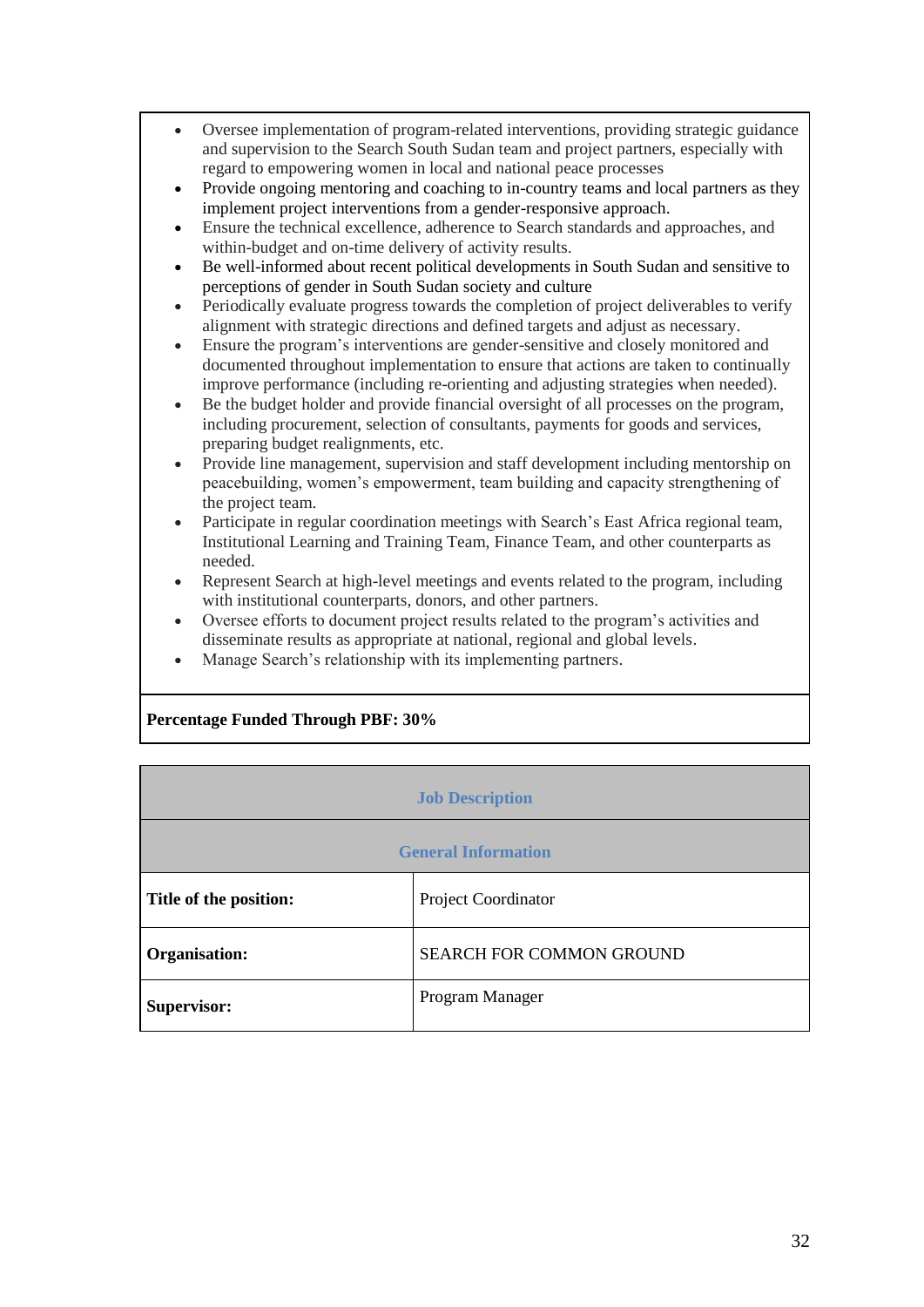- Oversee implementation of program-related interventions, providing strategic guidance and supervision to the Search South Sudan team and project partners, especially with regard to empowering women in local and national peace processes
- Provide ongoing mentoring and coaching to in-country teams and local partners as they implement project interventions from a gender-responsive approach.
- Ensure the technical excellence, adherence to Search standards and approaches, and within-budget and on-time delivery of activity results.
- Be well-informed about recent political developments in South Sudan and sensitive to perceptions of gender in South Sudan society and culture
- Periodically evaluate progress towards the completion of project deliverables to verify alignment with strategic directions and defined targets and adjust as necessary.
- Ensure the program's interventions are gender-sensitive and closely monitored and documented throughout implementation to ensure that actions are taken to continually improve performance (including re-orienting and adjusting strategies when needed).
- Be the budget holder and provide financial oversight of all processes on the program, including procurement, selection of consultants, payments for goods and services, preparing budget realignments, etc.
- Provide line management, supervision and staff development including mentorship on peacebuilding, women's empowerment, team building and capacity strengthening of the project team.
- Participate in regular coordination meetings with Search's East Africa regional team, Institutional Learning and Training Team, Finance Team, and other counterparts as needed.
- Represent Search at high-level meetings and events related to the program, including with institutional counterparts, donors, and other partners.
- Oversee efforts to document project results related to the program's activities and disseminate results as appropriate at national, regional and global levels.
- Manage Search's relationship with its implementing partners.

**Percentage Funded Through PBF: 30%**

| **Job Description** | |
|---|---|
| **General Information** | |
| **Title of the position:** | Project Coordinator |
| **Organisation:** | SEARCH FOR COMMON GROUND |
| **Supervisor:** | Program Manager |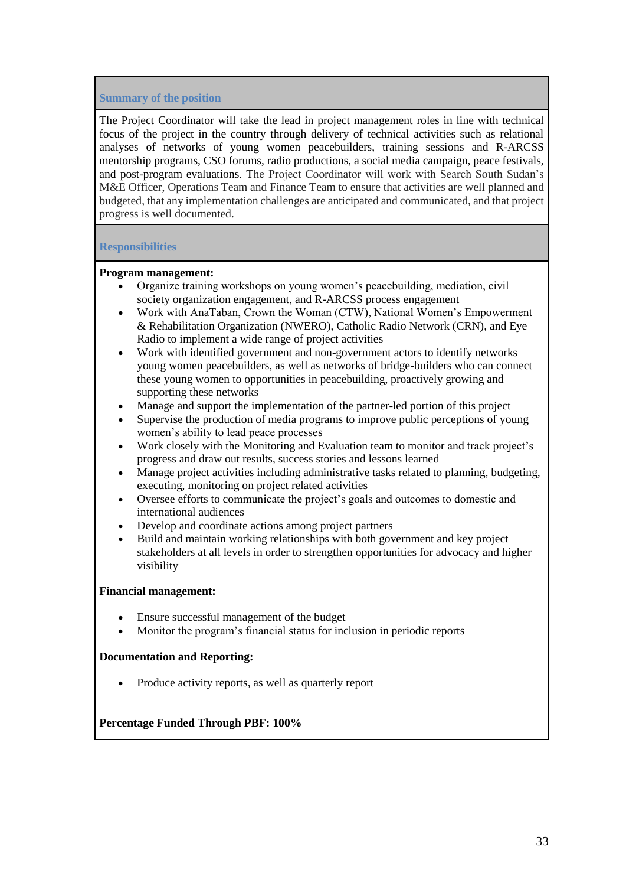### Summary of the position

The Project Coordinator will take the lead in project management roles in line with technical focus of the project in the country through delivery of technical activities such as relational analyses of networks of young women peacebuilders, training sessions and R-ARCSS mentorship programs, CSO forums, radio productions, a social media campaign, peace festivals, and post-program evaluations. The Project Coordinator will work with Search South Sudan's M&E Officer, Operations Team and Finance Team to ensure that activities are well planned and budgeted, that any implementation challenges are anticipated and communicated, and that project progress is well documented.

### Responsibilities

**Program management:**

- Organize training workshops on young women's peacebuilding, mediation, civil society organization engagement, and R-ARCSS process engagement
- Work with AnaTaban, Crown the Woman (CTW), National Women's Empowerment & Rehabilitation Organization (NWERO), Catholic Radio Network (CRN), and Eye Radio to implement a wide range of project activities
- Work with identified government and non-government actors to identify networks young women peacebuilders, as well as networks of bridge-builders who can connect these young women to opportunities in peacebuilding, proactively growing and supporting these networks
- Manage and support the implementation of the partner-led portion of this project
- Supervise the production of media programs to improve public perceptions of young women's ability to lead peace processes
- Work closely with the Monitoring and Evaluation team to monitor and track project's progress and draw out results, success stories and lessons learned
- Manage project activities including administrative tasks related to planning, budgeting, executing, monitoring on project related activities
- Oversee efforts to communicate the project's goals and outcomes to domestic and international audiences
- Develop and coordinate actions among project partners
- Build and maintain working relationships with both government and key project stakeholders at all levels in order to strengthen opportunities for advocacy and higher visibility

**Financial management:**

- Ensure successful management of the budget
- Monitor the program's financial status for inclusion in periodic reports

**Documentation and Reporting:**

- Produce activity reports, as well as quarterly report

**Percentage Funded Through PBF: 100%**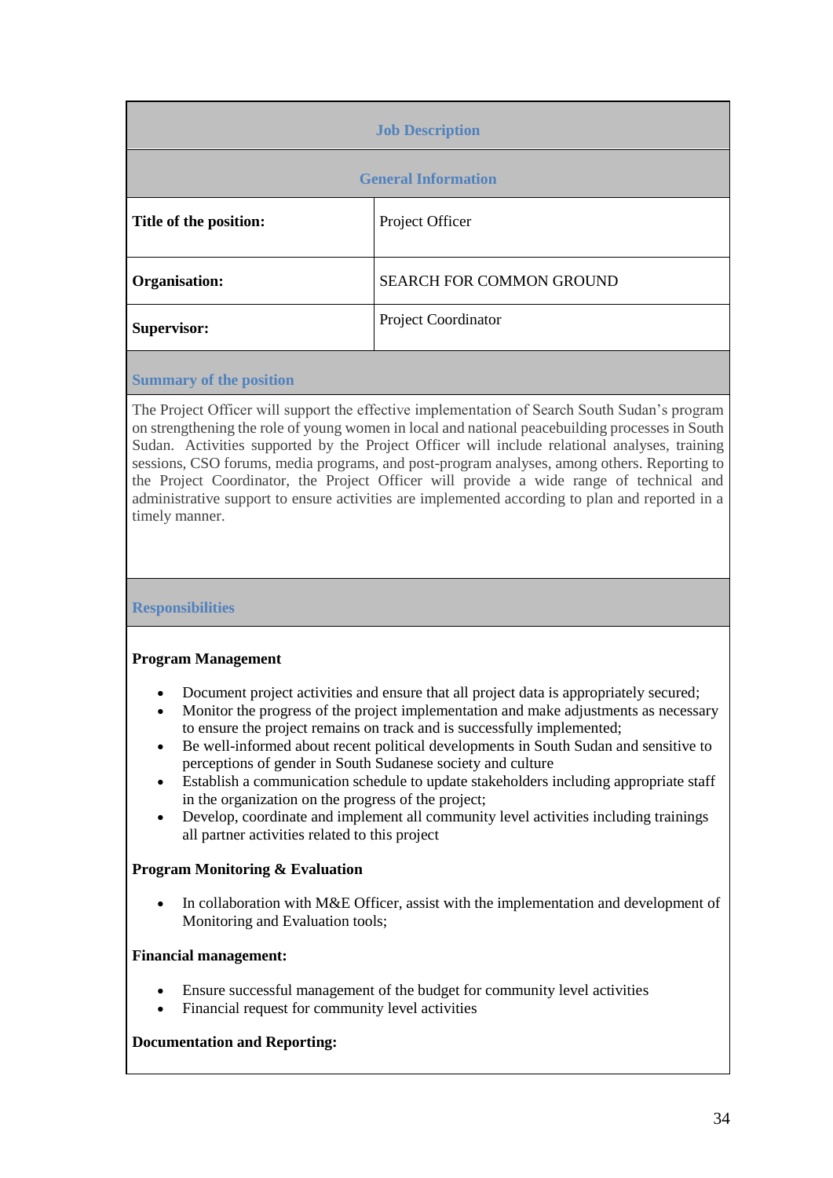## Job Description

### General Information

| Title of the position: | Project Officer |
|---|---|
| Organisation: | SEARCH FOR COMMON GROUND |
| Supervisor: | Project Coordinator |

### Summary of the position

The Project Officer will support the effective implementation of Search South Sudan's program on strengthening the role of young women in local and national peacebuilding processes in South Sudan. Activities supported by the Project Officer will include relational analyses, training sessions, CSO forums, media programs, and post-program analyses, among others. Reporting to the Project Coordinator, the Project Officer will provide a wide range of technical and administrative support to ensure activities are implemented according to plan and reported in a timely manner.

### Responsibilities

**Program Management**

- Document project activities and ensure that all project data is appropriately secured;
- Monitor the progress of the project implementation and make adjustments as necessary to ensure the project remains on track and is successfully implemented;
- Be well-informed about recent political developments in South Sudan and sensitive to perceptions of gender in South Sudanese society and culture
- Establish a communication schedule to update stakeholders including appropriate staff in the organization on the progress of the project;
- Develop, coordinate and implement all community level activities including trainings all partner activities related to this project

**Program Monitoring & Evaluation**

- In collaboration with M&E Officer, assist with the implementation and development of Monitoring and Evaluation tools;

**Financial management:**

- Ensure successful management of the budget for community level activities
- Financial request for community level activities

**Documentation and Reporting:**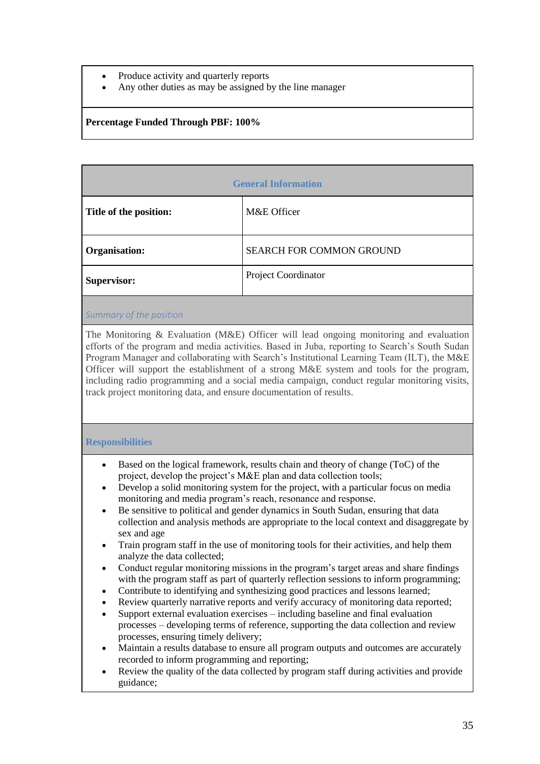- Produce activity and quarterly reports
- Any other duties as may be assigned by the line manager

**Percentage Funded Through PBF: 100%**

| General Information | |
|---|---|
| **Title of the position:** | M&E Officer |
| **Organisation:** | SEARCH FOR COMMON GROUND |
| **Supervisor:** | Project Coordinator |

*Summary of the position*

The Monitoring & Evaluation (M&E) Officer will lead ongoing monitoring and evaluation efforts of the program and media activities. Based in Juba, reporting to Search's South Sudan Program Manager and collaborating with Search's Institutional Learning Team (ILT), the M&E Officer will support the establishment of a strong M&E system and tools for the program, including radio programming and a social media campaign, conduct regular monitoring visits, track project monitoring data, and ensure documentation of results.

**Responsibilities**

- Based on the logical framework, results chain and theory of change (ToC) of the project, develop the project's M&E plan and data collection tools;
- Develop a solid monitoring system for the project, with a particular focus on media monitoring and media program's reach, resonance and response.
- Be sensitive to political and gender dynamics in South Sudan, ensuring that data collection and analysis methods are appropriate to the local context and disaggregate by sex and age
- Train program staff in the use of monitoring tools for their activities, and help them analyze the data collected;
- Conduct regular monitoring missions in the program's target areas and share findings with the program staff as part of quarterly reflection sessions to inform programming;
- Contribute to identifying and synthesizing good practices and lessons learned;
- Review quarterly narrative reports and verify accuracy of monitoring data reported;
- Support external evaluation exercises – including baseline and final evaluation processes – developing terms of reference, supporting the data collection and review processes, ensuring timely delivery;
- Maintain a results database to ensure all program outputs and outcomes are accurately recorded to inform programming and reporting;
- Review the quality of the data collected by program staff during activities and provide guidance;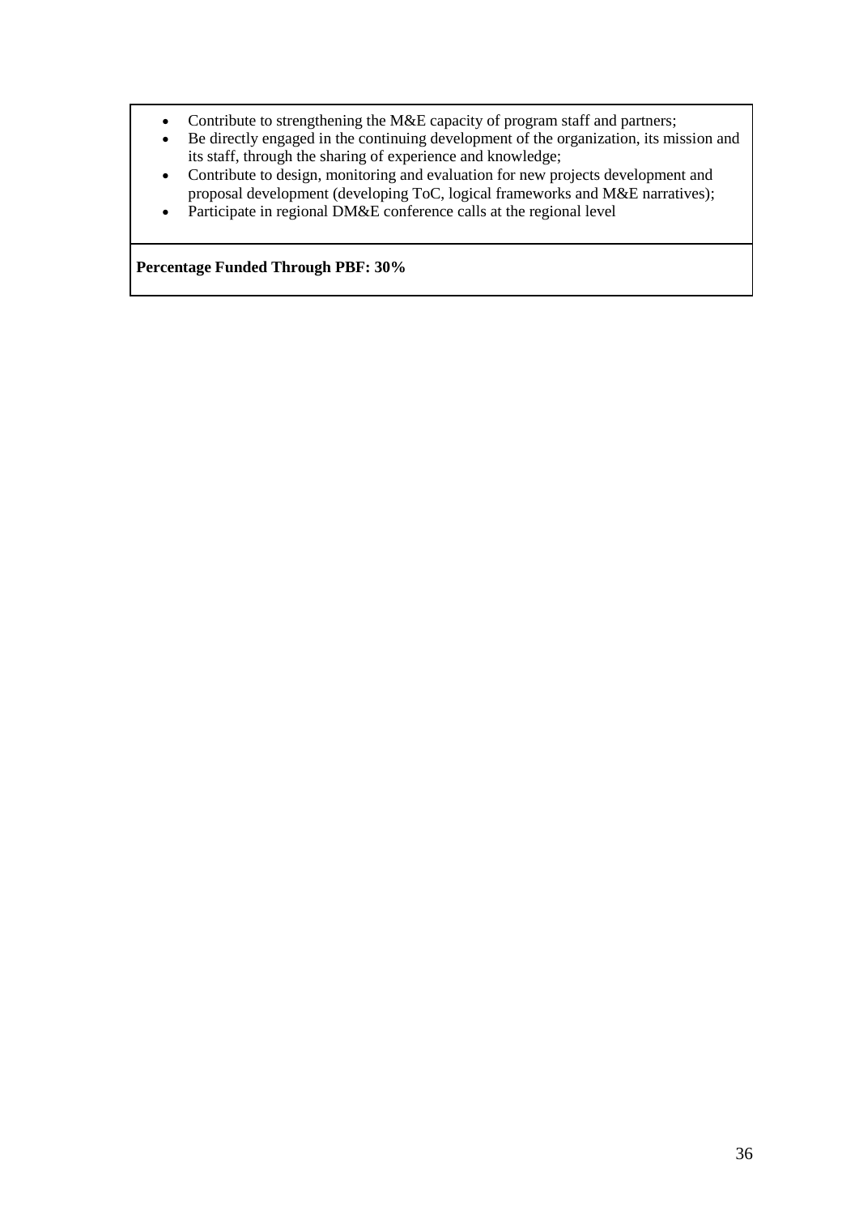- Contribute to strengthening the M&E capacity of program staff and partners;
- Be directly engaged in the continuing development of the organization, its mission and its staff, through the sharing of experience and knowledge;
- Contribute to design, monitoring and evaluation for new projects development and proposal development (developing ToC, logical frameworks and M&E narratives);
- Participate in regional DM&E conference calls at the regional level

**Percentage Funded Through PBF: 30%**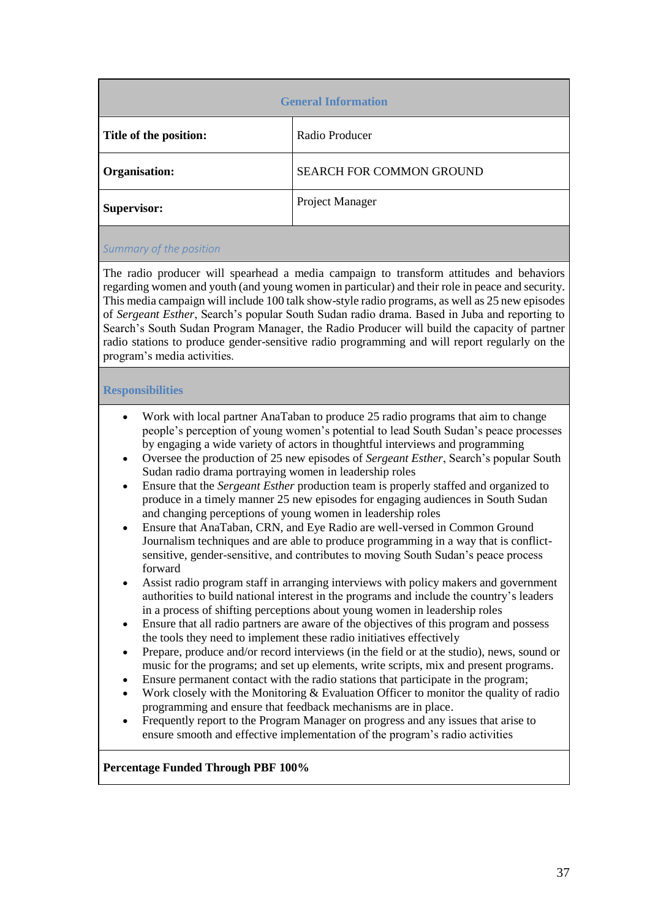## General Information

| | |
|---|---|
| **Title of the position:** | Radio Producer |
| **Organisation:** | SEARCH FOR COMMON GROUND |
| **Supervisor:** | Project Manager |

### *Summary of the position*

The radio producer will spearhead a media campaign to transform attitudes and behaviors regarding women and youth (and young women in particular) and their role in peace and security. This media campaign will include 100 talk show-style radio programs, as well as 25 new episodes of *Sergeant Esther*, Search's popular South Sudan radio drama. Based in Juba and reporting to Search's South Sudan Program Manager, the Radio Producer will build the capacity of partner radio stations to produce gender-sensitive radio programming and will report regularly on the program's media activities.

### Responsibilities

- Work with local partner AnaTaban to produce 25 radio programs that aim to change people's perception of young women's potential to lead South Sudan's peace processes by engaging a wide variety of actors in thoughtful interviews and programming
- Oversee the production of 25 new episodes of *Sergeant Esther*, Search's popular South Sudan radio drama portraying women in leadership roles
- Ensure that the *Sergeant Esther* production team is properly staffed and organized to produce in a timely manner 25 new episodes for engaging audiences in South Sudan and changing perceptions of young women in leadership roles
- Ensure that AnaTaban, CRN, and Eye Radio are well-versed in Common Ground Journalism techniques and are able to produce programming in a way that is conflict-sensitive, gender-sensitive, and contributes to moving South Sudan's peace process forward
- Assist radio program staff in arranging interviews with policy makers and government authorities to build national interest in the programs and include the country's leaders in a process of shifting perceptions about young women in leadership roles
- Ensure that all radio partners are aware of the objectives of this program and possess the tools they need to implement these radio initiatives effectively
- Prepare, produce and/or record interviews (in the field or at the studio), news, sound or music for the programs; and set up elements, write scripts, mix and present programs.
- Ensure permanent contact with the radio stations that participate in the program;
- Work closely with the Monitoring & Evaluation Officer to monitor the quality of radio programming and ensure that feedback mechanisms are in place.
- Frequently report to the Program Manager on progress and any issues that arise to ensure smooth and effective implementation of the program's radio activities

**Percentage Funded Through PBF 100%**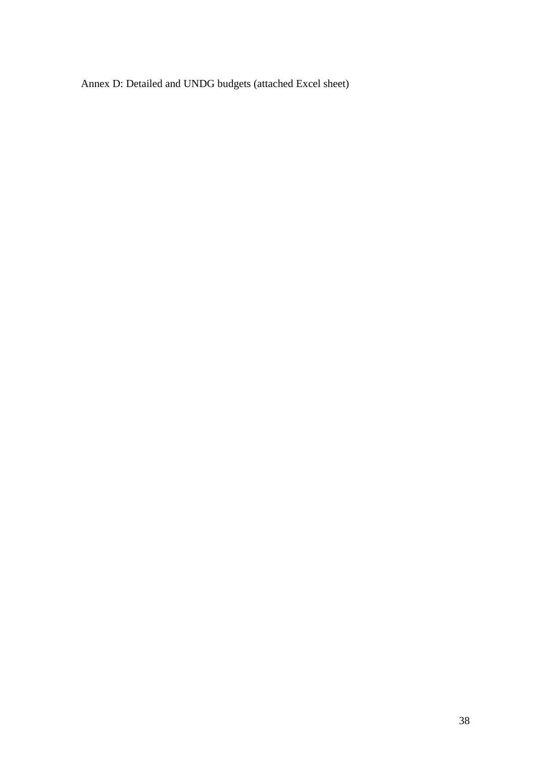Annex D: Detailed and UNDG budgets (attached Excel sheet)